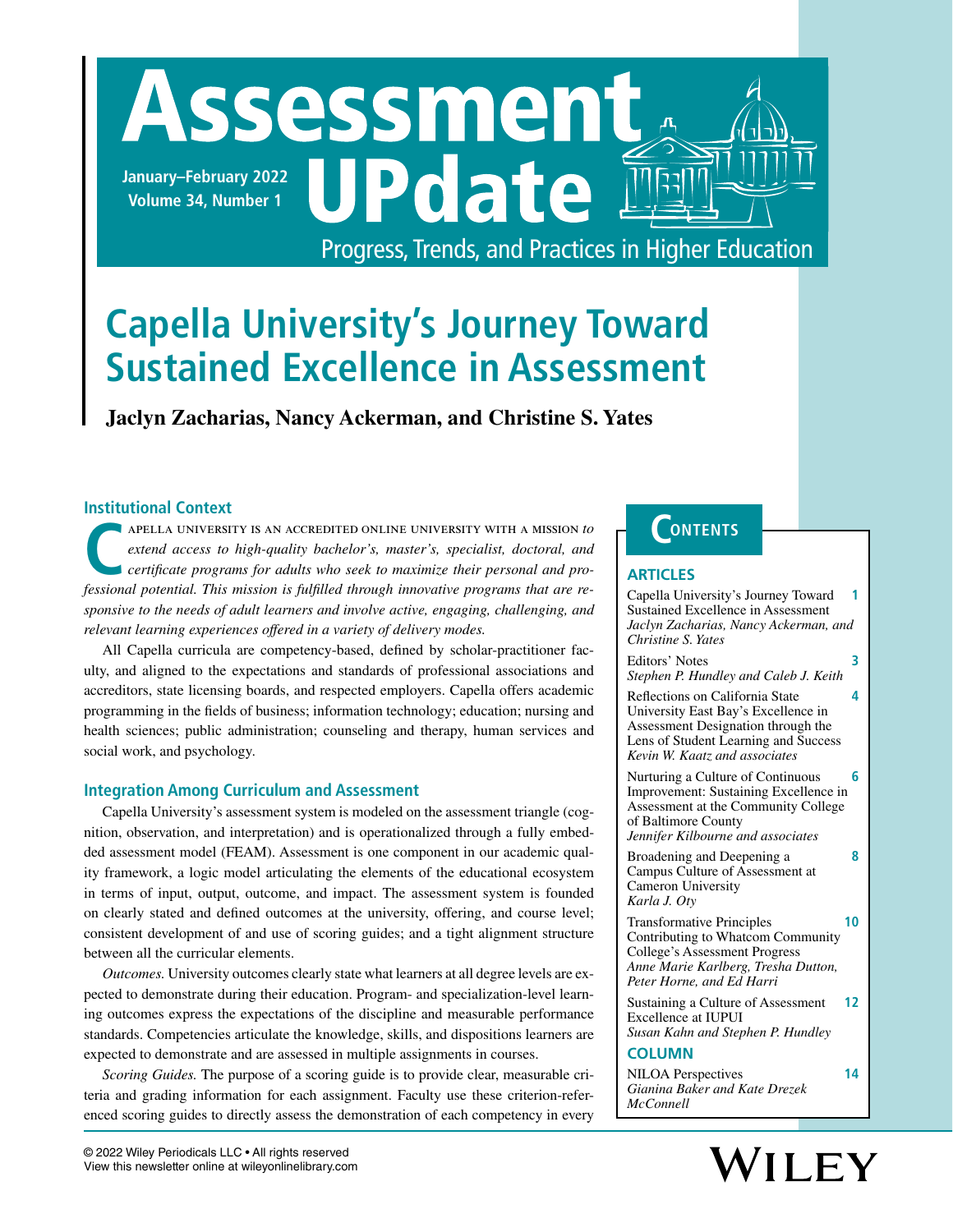# Assessment UPdate

January–February 2022
Volume 34, Number 1

Progress, Trends, and Practices in Higher Education

# Capella University's Journey Toward Sustained Excellence in Assessment

**Jaclyn Zacharias, Nancy Ackerman, and Christine S. Yates**

## Institutional Context

Capella University is an accredited online university with a mission *to extend access to high-quality bachelor's, master's, specialist, doctoral, and certificate programs for adults who seek to maximize their personal and professional potential. This mission is fulfilled through innovative programs that are responsive to the needs of adult learners and involve active, engaging, challenging, and relevant learning experiences offered in a variety of delivery modes.*

All Capella curricula are competency-based, defined by scholar-practitioner faculty, and aligned to the expectations and standards of professional associations and accreditors, state licensing boards, and respected employers. Capella offers academic programming in the fields of business; information technology; education; nursing and health sciences; public administration; counseling and therapy, human services and social work, and psychology.

## Integration Among Curriculum and Assessment

Capella University's assessment system is modeled on the assessment triangle (cognition, observation, and interpretation) and is operationalized through a fully embedded assessment model (FEAM). Assessment is one component in our academic quality framework, a logic model articulating the elements of the educational ecosystem in terms of input, output, outcome, and impact. The assessment system is founded on clearly stated and defined outcomes at the university, offering, and course level; consistent development of and use of scoring guides; and a tight alignment structure between all the curricular elements.

*Outcomes.* University outcomes clearly state what learners at all degree levels are expected to demonstrate during their education. Program- and specialization-level learning outcomes express the expectations of the discipline and measurable performance standards. Competencies articulate the knowledge, skills, and dispositions learners are expected to demonstrate and are assessed in multiple assignments in courses.

*Scoring Guides.* The purpose of a scoring guide is to provide clear, measurable criteria and grading information for each assignment. Faculty use these criterion-referenced scoring guides to directly assess the demonstration of each competency in every

## Contents

### ARTICLES

Capella University's Journey Toward Sustained Excellence in Assessment — 1
*Jaclyn Zacharias, Nancy Ackerman, and Christine S. Yates*

Editors' Notes — 3
*Stephen P. Hundley and Caleb J. Keith*

Reflections on California State University East Bay's Excellence in Assessment Designation through the Lens of Student Learning and Success — 4
*Kevin W. Kaatz and associates*

Nurturing a Culture of Continuous Improvement: Sustaining Excellence in Assessment at the Community College of Baltimore County — 6
*Jennifer Kilbourne and associates*

Broadening and Deepening a Campus Culture of Assessment at Cameron University — 8
*Karla J. Oty*

Transformative Principles Contributing to Whatcom Community College's Assessment Progress — 10
*Anne Marie Karlberg, Tresha Dutton, Peter Horne, and Ed Harri*

Sustaining a Culture of Assessment Excellence at IUPUI — 12
*Susan Kahn and Stephen P. Hundley*

### COLUMN

NILOA Perspectives — 14
*Gianina Baker and Kate Drezek McConnell*

© 2022 Wiley Periodicals LLC • All rights reserved
View this newsletter online at wileyonlinelibrary.com

WILEY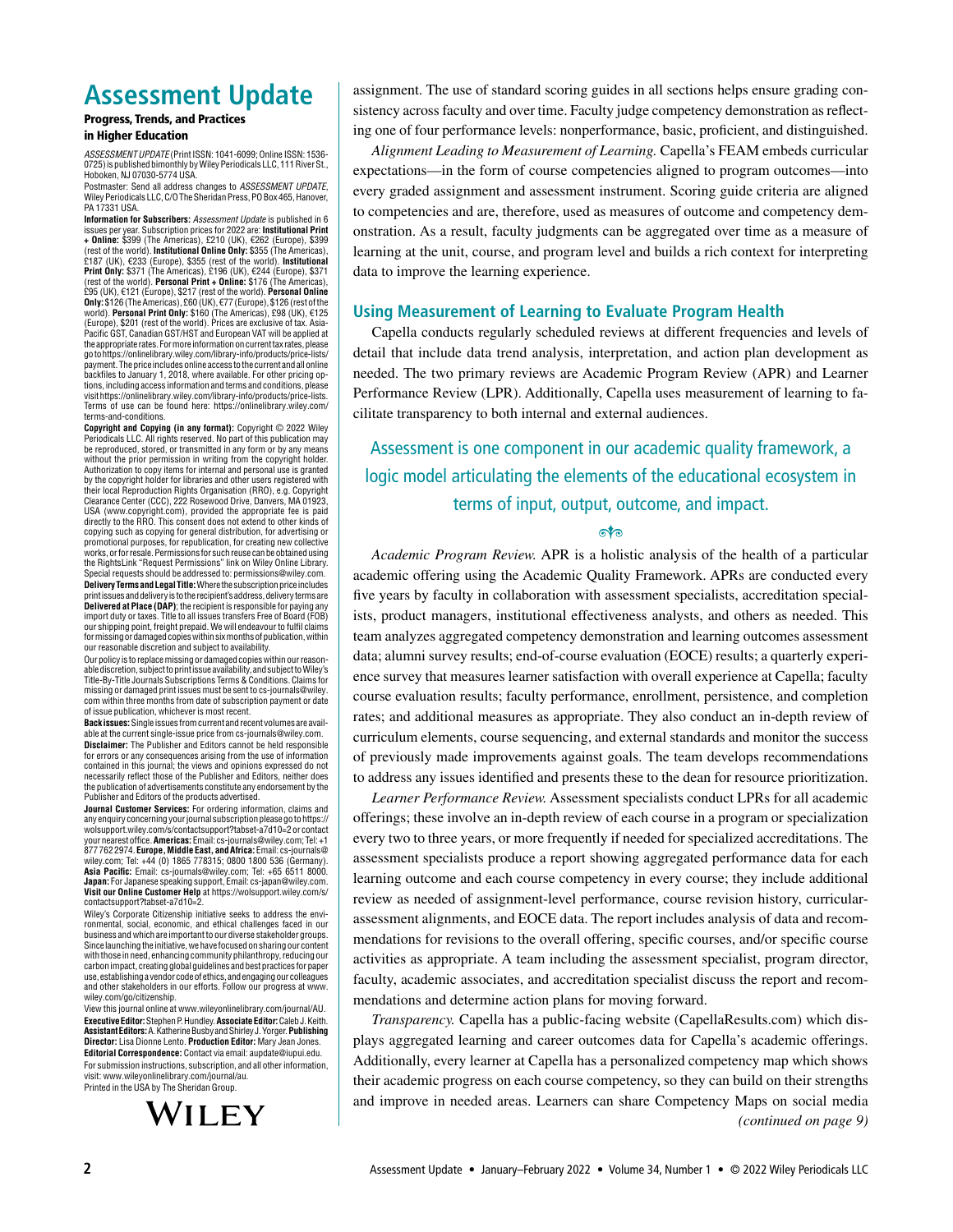# Assessment Update

**Progress, Trends, and Practices in Higher Education**

*ASSESSMENT UPDATE* (Print ISSN: 1041-6099; Online ISSN: 1536-0725) is published bimonthly by Wiley Periodicals LLC, 111 River St., Hoboken, NJ 07030-5774 USA.

Postmaster: Send all address changes to *ASSESSMENT UPDATE*, Wiley Periodicals LLC, C/O The Sheridan Press, PO Box 465, Hanover, PA 17331 USA.

**Information for Subscribers:** *Assessment Update* is published in 6 issues per year. Subscription prices for 2022 are: **Institutional Print + Online:** $399 (The Americas), £210 (UK), €262 (Europe), $399 (rest of the world). **Institutional Online Only:** $355 (The Americas), £187 (UK), €233 (Europe), $355 (rest of the world). **Institutional Print Only:** $371 (The Americas), £196 (UK), €244 (Europe), $371 (rest of the world). **Personal Print + Online:** $176 (The Americas), £95 (UK), €121 (Europe), $217 (rest of the world). **Personal Online Only:** $126 (The Americas), £60 (UK), €77 (Europe), $126 (rest of the world). **Personal Print Only:** $160 (The Americas), £98 (UK), €125 (Europe), $201 (rest of the world). Prices are exclusive of tax. Asia-Pacific GST, Canadian GST/HST and European VAT will be applied at the appropriate rates. For more information on current tax rates, please go to https://onlinelibrary.wiley.com/library-info/products/price-lists/payment. The price includes online access to the current and all online backfiles to January 1, 2018, where available. For other pricing options, including access information and terms and conditions, please visit https://onlinelibrary.wiley.com/library-info/products/price-lists. Terms of use can be found here: https://onlinelibrary.wiley.com/terms-and-conditions.

**Copyright and Copying (in any format):** Copyright © 2022 Wiley Periodicals LLC. All rights reserved. No part of this publication may be reproduced, stored, or transmitted in any form or by any means without the prior permission in writing from the copyright holder. Authorization to copy items for internal and personal use is granted by the copyright holder for libraries and other users registered with their local Reproduction Rights Organisation (RRO), e.g. Copyright Clearance Center (CCC), 222 Rosewood Drive, Danvers, MA 01923, USA (www.copyright.com), provided the appropriate fee is paid directly to the RRO. This consent does not extend to other kinds of copying such as copying for general distribution, for advertising or promotional purposes, for republication, for creating new collective works, or for resale. Permissions for such reuse can be obtained using the RightsLink "Request Permissions" link on Wiley Online Library. Special requests should be addressed to: permissions@wiley.com.

**Delivery Terms and Legal Title:** Where the subscription price includes print issues and delivery is to the recipient's address, delivery terms are **Delivered at Place (DAP)**; the recipient is responsible for paying any import duty or taxes. Title to all issues transfers Free of Board (FOB) our shipping point, freight prepaid. We will endeavour to fulfil claims for missing or damaged copies within six months of publication, within our reasonable discretion and subject to availability.

Our policy is to replace missing or damaged copies within our reasonable discretion, subject to print issue availability, and subject to Wiley's Title-By-Title Journals Subscriptions Terms & Conditions. Claims for missing or damaged print issues must be sent to cs-journals@wiley.com within three months from date of subscription payment or date of issue publication, whichever is most recent.

**Back issues:** Single issues from current and recent volumes are available at the current single-issue price from cs-journals@wiley.com.

**Disclaimer:** The Publisher and Editors cannot be held responsible for errors or any consequences arising from the use of information contained in this journal; the views and opinions expressed do not necessarily reflect those of the Publisher and Editors, neither does the publication of advertisements constitute any endorsement by the Publisher and Editors of the products advertised.

**Journal Customer Services:** For ordering information, claims and any enquiry concerning your journal subscription please go to https://wolsupport.wiley.com/s/contactsupport?tabset-a7d10=2 or contact your nearest office. **Americas:** Email: cs-journals@wiley.com; Tel: +1 877 762 2974. **Europe, Middle East, and Africa:** Email: cs-journals@wiley.com; Tel: +44 (0) 1865 778315; 0800 1800 536 (Germany). **Asia Pacific:** Email: cs-journals@wiley.com; Tel: +65 6511 8000. **Japan:** For Japanese speaking support, Email: cs-japan@wiley.com. **Visit our Online Customer Help** at https://wolsupport.wiley.com/s/contactsupport?tabset-a7d10=2.

Wiley's Corporate Citizenship initiative seeks to address the environmental, social, economic, and ethical challenges faced in our business and which are important to our diverse stakeholder groups. Since launching the initiative, we have focused on sharing our content with those in need, enhancing community philanthropy, reducing our carbon impact, creating global guidelines and best practices for paper use, establishing a vendor code of ethics, and engaging our colleagues and other stakeholders in our efforts. Follow our progress at www.wiley.com/go/citizenship.

View this journal online at www.wileyonlinelibrary.com/journal/AU.

**Executive Editor:** Stephen P. Hundley. **Associate Editor:** Caleb J. Keith. **Assistant Editors:** A. Katherine Busby and Shirley J. Yorger. **Publishing Director:** Lisa Dionne Lento. **Production Editor:** Mary Jean Jones. **Editorial Correspondence:** Contact via email: aupdate@iupui.edu.

For submission instructions, subscription, and all other information, visit: www.wileyonlinelibrary.com/journal/au.

Printed in the USA by The Sheridan Group.

WILEY

assignment. The use of standard scoring guides in all sections helps ensure grading consistency across faculty and over time. Faculty judge competency demonstration as reflecting one of four performance levels: nonperformance, basic, proficient, and distinguished.

*Alignment Leading to Measurement of Learning.* Capella's FEAM embeds curricular expectations—in the form of course competencies aligned to program outcomes—into every graded assignment and assessment instrument. Scoring guide criteria are aligned to competencies and are, therefore, used as measures of outcome and competency demonstration. As a result, faculty judgments can be aggregated over time as a measure of learning at the unit, course, and program level and builds a rich context for interpreting data to improve the learning experience.

## Using Measurement of Learning to Evaluate Program Health

Capella conducts regularly scheduled reviews at different frequencies and levels of detail that include data trend analysis, interpretation, and action plan development as needed. The two primary reviews are Academic Program Review (APR) and Learner Performance Review (LPR). Additionally, Capella uses measurement of learning to facilitate transparency to both internal and external audiences.

> Assessment is one component in our academic quality framework, a logic model articulating the elements of the educational ecosystem in terms of input, output, outcome, and impact.

*Academic Program Review.* APR is a holistic analysis of the health of a particular academic offering using the Academic Quality Framework. APRs are conducted every five years by faculty in collaboration with assessment specialists, accreditation specialists, product managers, institutional effectiveness analysts, and others as needed. This team analyzes aggregated competency demonstration and learning outcomes assessment data; alumni survey results; end-of-course evaluation (EOCE) results; a quarterly experience survey that measures learner satisfaction with overall experience at Capella; faculty course evaluation results; faculty performance, enrollment, persistence, and completion rates; and additional measures as appropriate. They also conduct an in-depth review of curriculum elements, course sequencing, and external standards and monitor the success of previously made improvements against goals. The team develops recommendations to address any issues identified and presents these to the dean for resource prioritization.

*Learner Performance Review.* Assessment specialists conduct LPRs for all academic offerings; these involve an in-depth review of each course in a program or specialization every two to three years, or more frequently if needed for specialized accreditations. The assessment specialists produce a report showing aggregated performance data for each learning outcome and each course competency in every course; they include additional review as needed of assignment-level performance, course revision history, curricular-assessment alignments, and EOCE data. The report includes analysis of data and recommendations for revisions to the overall offering, specific courses, and/or specific course activities as appropriate. A team including the assessment specialist, program director, faculty, academic associates, and accreditation specialist discuss the report and recommendations and determine action plans for moving forward.

*Transparency.* Capella has a public-facing website (CapellaResults.com) which displays aggregated learning and career outcomes data for Capella's academic offerings. Additionally, every learner at Capella has a personalized competency map which shows their academic progress on each course competency, so they can build on their strengths and improve in needed areas. Learners can share Competency Maps on social media

*(continued on page 9)*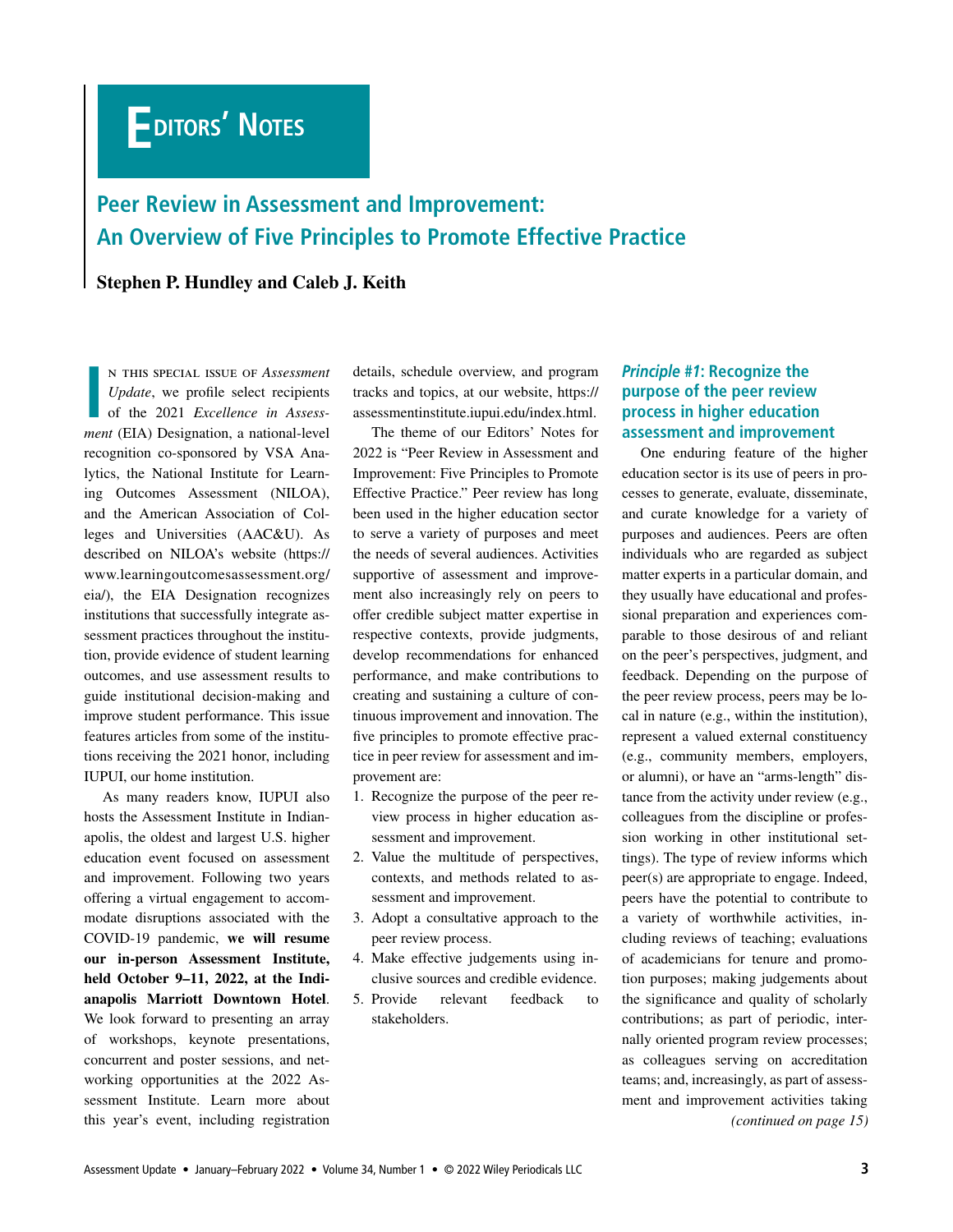# Editors' Notes

## Peer Review in Assessment and Improvement: An Overview of Five Principles to Promote Effective Practice

**Stephen P. Hundley and Caleb J. Keith**

In this special issue of *Assessment Update*, we profile select recipients of the 2021 *Excellence in Assessment* (EIA) Designation, a national-level recognition co-sponsored by VSA Analytics, the National Institute for Learning Outcomes Assessment (NILOA), and the American Association of Colleges and Universities (AAC&U). As described on NILOA's website (https://www.learningoutcomesassessment.org/eia/), the EIA Designation recognizes institutions that successfully integrate assessment practices throughout the institution, provide evidence of student learning outcomes, and use assessment results to guide institutional decision-making and improve student performance. This issue features articles from some of the institutions receiving the 2021 honor, including IUPUI, our home institution.

As many readers know, IUPUI also hosts the Assessment Institute in Indianapolis, the oldest and largest U.S. higher education event focused on assessment and improvement. Following two years offering a virtual engagement to accommodate disruptions associated with the COVID-19 pandemic, **we will resume our in-person Assessment Institute, held October 9–11, 2022, at the Indianapolis Marriott Downtown Hotel**. We look forward to presenting an array of workshops, keynote presentations, concurrent and poster sessions, and networking opportunities at the 2022 Assessment Institute. Learn more about this year's event, including registration details, schedule overview, and program tracks and topics, at our website, https://assessmentinstitute.iupui.edu/index.html.

The theme of our Editors' Notes for 2022 is "Peer Review in Assessment and Improvement: Five Principles to Promote Effective Practice." Peer review has long been used in the higher education sector to serve a variety of purposes and meet the needs of several audiences. Activities supportive of assessment and improvement also increasingly rely on peers to offer credible subject matter expertise in respective contexts, provide judgments, develop recommendations for enhanced performance, and make contributions to creating and sustaining a culture of continuous improvement and innovation. The five principles to promote effective practice in peer review for assessment and improvement are:

1. Recognize the purpose of the peer review process in higher education assessment and improvement.
2. Value the multitude of perspectives, contexts, and methods related to assessment and improvement.
3. Adopt a consultative approach to the peer review process.
4. Make effective judgements using inclusive sources and credible evidence.
5. Provide relevant feedback to stakeholders.

### *Principle #1*: Recognize the purpose of the peer review process in higher education assessment and improvement

One enduring feature of the higher education sector is its use of peers in processes to generate, evaluate, disseminate, and curate knowledge for a variety of purposes and audiences. Peers are often individuals who are regarded as subject matter experts in a particular domain, and they usually have educational and professional preparation and experiences comparable to those desirous of and reliant on the peer's perspectives, judgment, and feedback. Depending on the purpose of the peer review process, peers may be local in nature (e.g., within the institution), represent a valued external constituency (e.g., community members, employers, or alumni), or have an "arms-length" distance from the activity under review (e.g., colleagues from the discipline or profession working in other institutional settings). The type of review informs which peer(s) are appropriate to engage. Indeed, peers have the potential to contribute to a variety of worthwhile activities, including reviews of teaching; evaluations of academicians for tenure and promotion purposes; making judgements about the significance and quality of scholarly contributions; as part of periodic, internally oriented program review processes; as colleagues serving on accreditation teams; and, increasingly, as part of assessment and improvement activities taking

*(continued on page 15)*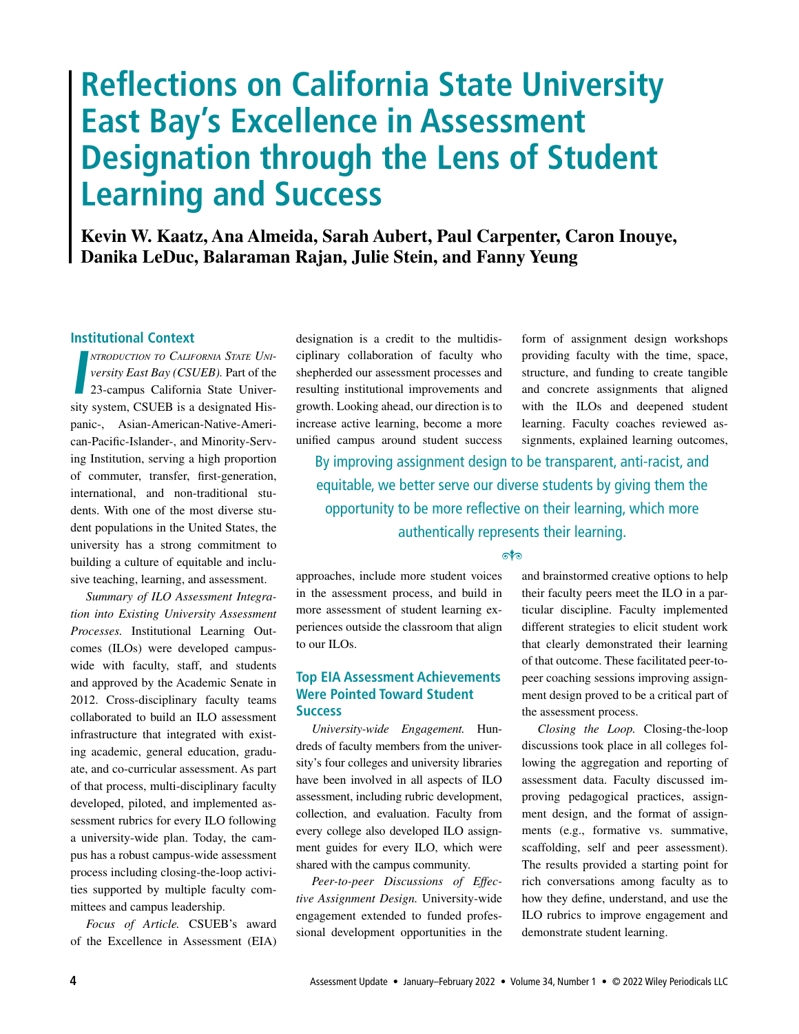# Reflections on California State University East Bay's Excellence in Assessment Designation through the Lens of Student Learning and Success

**Kevin W. Kaatz, Ana Almeida, Sarah Aubert, Paul Carpenter, Caron Inouye, Danika LeDuc, Balaraman Rajan, Julie Stein, and Fanny Yeung**

## Institutional Context

*Introduction to California State University East Bay (CSUEB).* Part of the 23-campus California State University system, CSUEB is a designated Hispanic-, Asian-American-Native-American-Pacific-Islander-, and Minority-Serving Institution, serving a high proportion of commuter, transfer, first-generation, international, and non-traditional students. With one of the most diverse student populations in the United States, the university has a strong commitment to building a culture of equitable and inclusive teaching, learning, and assessment.

*Summary of ILO Assessment Integration into Existing University Assessment Processes.* Institutional Learning Outcomes (ILOs) were developed campus-wide with faculty, staff, and students and approved by the Academic Senate in 2012. Cross-disciplinary faculty teams collaborated to build an ILO assessment infrastructure that integrated with existing academic, general education, graduate, and co-curricular assessment. As part of that process, multi-disciplinary faculty developed, piloted, and implemented assessment rubrics for every ILO following a university-wide plan. Today, the campus has a robust campus-wide assessment process including closing-the-loop activities supported by multiple faculty committees and campus leadership.

*Focus of Article.* CSUEB's award of the Excellence in Assessment (EIA) designation is a credit to the multidisciplinary collaboration of faculty who shepherded our assessment processes and resulting institutional improvements and growth. Looking ahead, our direction is to increase active learning, become a more unified campus around student success approaches, include more student voices in the assessment process, and build in more assessment of student learning experiences outside the classroom that align to our ILOs.

## Top EIA Assessment Achievements Were Pointed Toward Student Success

*University-wide Engagement.* Hundreds of faculty members from the university's four colleges and university libraries have been involved in all aspects of ILO assessment, including rubric development, collection, and evaluation. Faculty from every college also developed ILO assignment guides for every ILO, which were shared with the campus community.

*Peer-to-peer Discussions of Effective Assignment Design.* University-wide engagement extended to funded professional development opportunities in the form of assignment design workshops providing faculty with the time, space, structure, and funding to create tangible and concrete assignments that aligned with the ILOs and deepened student learning. Faculty coaches reviewed assignments, explained learning outcomes, and brainstormed creative options to help their faculty peers meet the ILO in a particular discipline. Faculty implemented different strategies to elicit student work that clearly demonstrated their learning of that outcome. These facilitated peer-to-peer coaching sessions improving assignment design proved to be a critical part of the assessment process.

> By improving assignment design to be transparent, anti-racist, and equitable, we better serve our diverse students by giving them the opportunity to be more reflective on their learning, which more authentically represents their learning.

*Closing the Loop.* Closing-the-loop discussions took place in all colleges following the aggregation and reporting of assessment data. Faculty discussed improving pedagogical practices, assignment design, and the format of assignments (e.g., formative vs. summative, scaffolding, self and peer assessment). The results provided a starting point for rich conversations among faculty as to how they define, understand, and use the ILO rubrics to improve engagement and demonstrate student learning.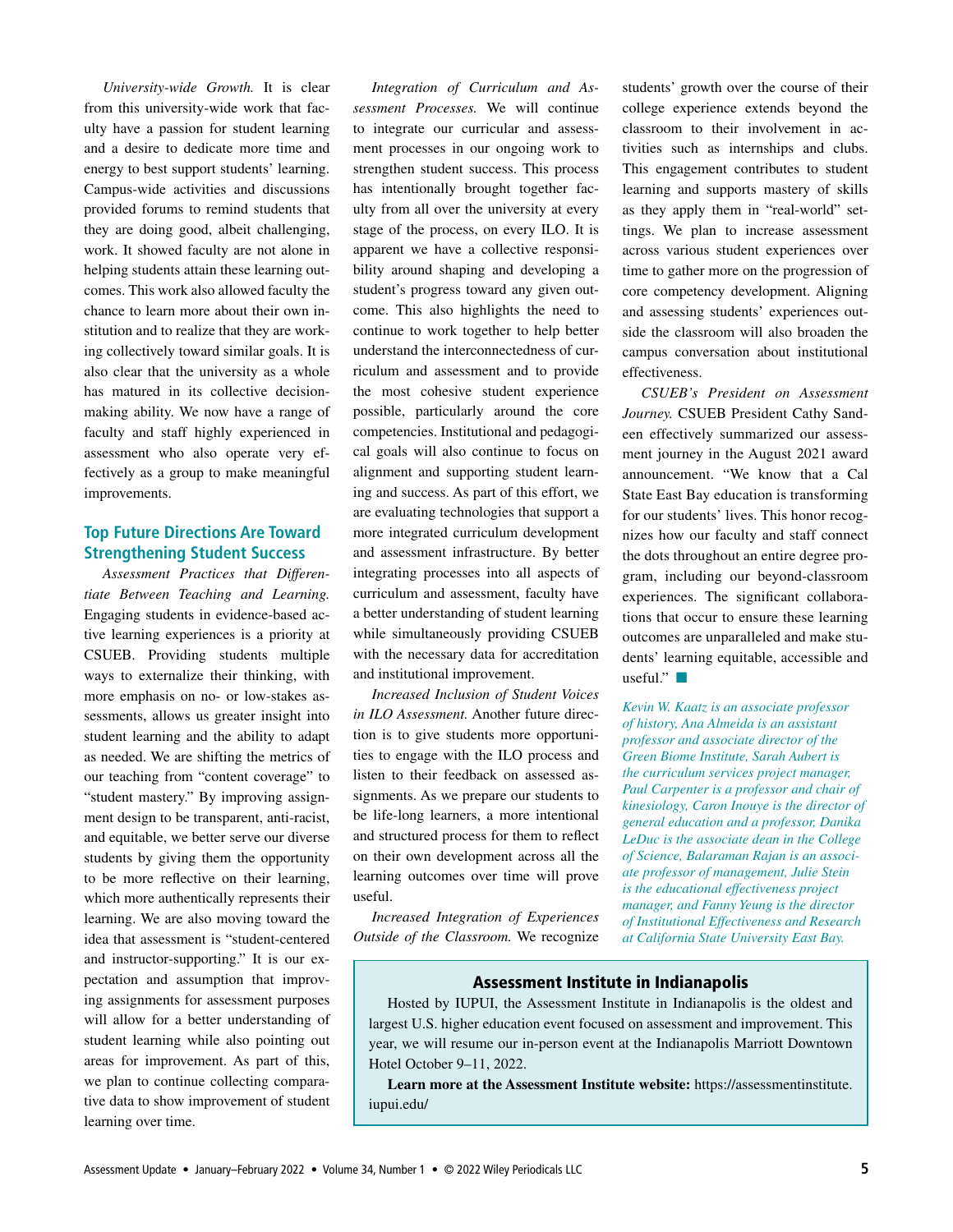*University-wide Growth.* It is clear from this university-wide work that faculty have a passion for student learning and a desire to dedicate more time and energy to best support students' learning. Campus-wide activities and discussions provided forums to remind students that they are doing good, albeit challenging, work. It showed faculty are not alone in helping students attain these learning outcomes. This work also allowed faculty the chance to learn more about their own institution and to realize that they are working collectively toward similar goals. It is also clear that the university as a whole has matured in its collective decision-making ability. We now have a range of faculty and staff highly experienced in assessment who also operate very effectively as a group to make meaningful improvements.

## Top Future Directions Are Toward Strengthening Student Success

*Assessment Practices that Differentiate Between Teaching and Learning.* Engaging students in evidence-based active learning experiences is a priority at CSUEB. Providing students multiple ways to externalize their thinking, with more emphasis on no- or low-stakes assessments, allows us greater insight into student learning and the ability to adapt as needed. We are shifting the metrics of our teaching from "content coverage" to "student mastery." By improving assignment design to be transparent, anti-racist, and equitable, we better serve our diverse students by giving them the opportunity to be more reflective on their learning, which more authentically represents their learning. We are also moving toward the idea that assessment is "student-centered and instructor-supporting." It is our expectation and assumption that improving assignments for assessment purposes will allow for a better understanding of student learning while also pointing out areas for improvement. As part of this, we plan to continue collecting comparative data to show improvement of student learning over time.

*Integration of Curriculum and Assessment Processes.* We will continue to integrate our curricular and assessment processes in our ongoing work to strengthen student success. This process has intentionally brought together faculty from all over the university at every stage of the process, on every ILO. It is apparent we have a collective responsibility around shaping and developing a student's progress toward any given outcome. This also highlights the need to continue to work together to help better understand the interconnectedness of curriculum and assessment and to provide the most cohesive student experience possible, particularly around the core competencies. Institutional and pedagogical goals will also continue to focus on alignment and supporting student learning and success. As part of this effort, we are evaluating technologies that support a more integrated curriculum development and assessment infrastructure. By better integrating processes into all aspects of curriculum and assessment, faculty have a better understanding of student learning while simultaneously providing CSUEB with the necessary data for accreditation and institutional improvement.

*Increased Inclusion of Student Voices in ILO Assessment.* Another future direction is to give students more opportunities to engage with the ILO process and listen to their feedback on assessed assignments. As we prepare our students to be life-long learners, a more intentional and structured process for them to reflect on their own development across all the learning outcomes over time will prove useful.

*Increased Integration of Experiences Outside of the Classroom.* We recognize students' growth over the course of their college experience extends beyond the classroom to their involvement in activities such as internships and clubs. This engagement contributes to student learning and supports mastery of skills as they apply them in "real-world" settings. We plan to increase assessment across various student experiences over time to gather more on the progression of core competency development. Aligning and assessing students' experiences outside the classroom will also broaden the campus conversation about institutional effectiveness.

*CSUEB's President on Assessment Journey.* CSUEB President Cathy Sandeen effectively summarized our assessment journey in the August 2021 award announcement. "We know that a Cal State East Bay education is transforming for our students' lives. This honor recognizes how our faculty and staff connect the dots throughout an entire degree program, including our beyond-classroom experiences. The significant collaborations that occur to ensure these learning outcomes are unparalleled and make students' learning equitable, accessible and useful." ■

*Kevin W. Kaatz is an associate professor of history, Ana Almeida is an assistant professor and associate director of the Green Biome Institute, Sarah Aubert is the curriculum services project manager, Paul Carpenter is a professor and chair of kinesiology, Caron Inouye is the director of general education and a professor, Danika LeDuc is the associate dean in the College of Science, Balaraman Rajan is an associate professor of management, Julie Stein is the educational effectiveness project manager, and Fanny Yeung is the director of Institutional Effectiveness and Research at California State University East Bay.*

### Assessment Institute in Indianapolis

Hosted by IUPUI, the Assessment Institute in Indianapolis is the oldest and largest U.S. higher education event focused on assessment and improvement. This year, we will resume our in-person event at the Indianapolis Marriott Downtown Hotel October 9–11, 2022.

**Learn more at the Assessment Institute website:** https://assessmentinstitute.iupui.edu/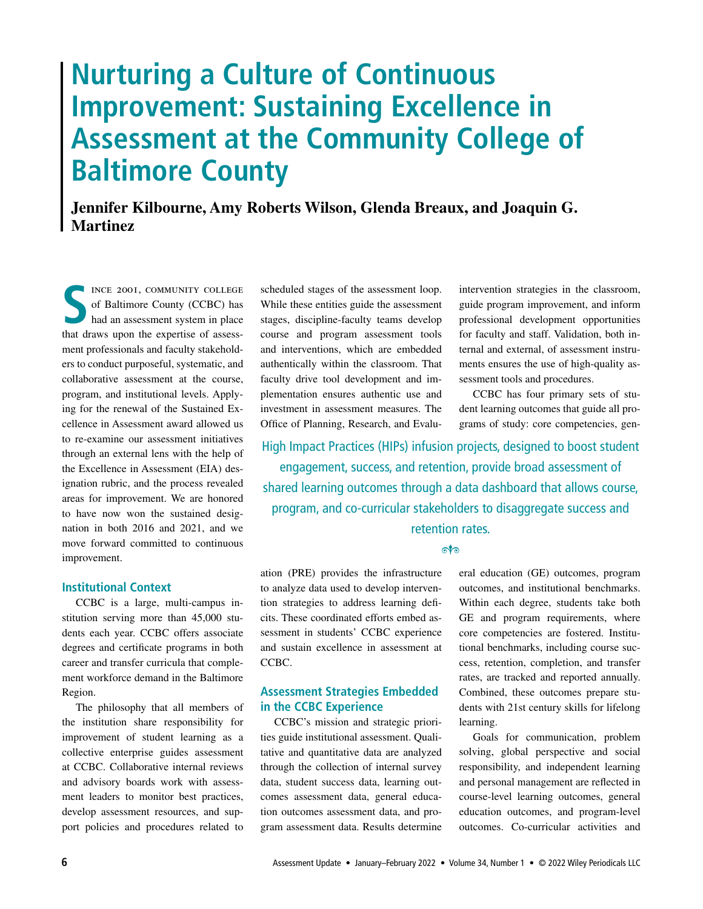# Nurturing a Culture of Continuous Improvement: Sustaining Excellence in Assessment at the Community College of Baltimore County

**Jennifer Kilbourne, Amy Roberts Wilson, Glenda Breaux, and Joaquin G. Martinez**

Since 2001, Community College of Baltimore County (CCBC) has had an assessment system in place that draws upon the expertise of assessment professionals and faculty stakeholders to conduct purposeful, systematic, and collaborative assessment at the course, program, and institutional levels. Applying for the renewal of the Sustained Excellence in Assessment award allowed us to re-examine our assessment initiatives through an external lens with the help of the Excellence in Assessment (EIA) designation rubric, and the process revealed areas for improvement. We are honored to have now won the sustained designation in both 2016 and 2021, and we move forward committed to continuous improvement.

## Institutional Context

CCBC is a large, multi-campus institution serving more than 45,000 students each year. CCBC offers associate degrees and certificate programs in both career and transfer curricula that complement workforce demand in the Baltimore Region.

The philosophy that all members of the institution share responsibility for improvement of student learning as a collective enterprise guides assessment at CCBC. Collaborative internal reviews and advisory boards work with assessment leaders to monitor best practices, develop assessment resources, and support policies and procedures related to scheduled stages of the assessment loop. While these entities guide the assessment stages, discipline-faculty teams develop course and program assessment tools and interventions, which are embedded authentically within the classroom. That faculty drive tool development and implementation ensures authentic use and investment in assessment measures. The Office of Planning, Research, and Evaluation (PRE) provides the infrastructure to analyze data used to develop intervention strategies to address learning deficits. These coordinated efforts embed assessment in students' CCBC experience and sustain excellence in assessment at CCBC.

> High Impact Practices (HIPs) infusion projects, designed to boost student engagement, success, and retention, provide broad assessment of shared learning outcomes through a data dashboard that allows course, program, and co-curricular stakeholders to disaggregate success and retention rates.

## Assessment Strategies Embedded in the CCBC Experience

CCBC's mission and strategic priorities guide institutional assessment. Qualitative and quantitative data are analyzed through the collection of internal survey data, student success data, learning outcomes assessment data, general education outcomes assessment data, and program assessment data. Results determine intervention strategies in the classroom, guide program improvement, and inform professional development opportunities for faculty and staff. Validation, both internal and external, of assessment instruments ensures the use of high-quality assessment tools and procedures.

CCBC has four primary sets of student learning outcomes that guide all programs of study: core competencies, general education (GE) outcomes, program outcomes, and institutional benchmarks. Within each degree, students take both GE and program requirements, where core competencies are fostered. Institutional benchmarks, including course success, retention, completion, and transfer rates, are tracked and reported annually. Combined, these outcomes prepare students with 21st century skills for lifelong learning.

Goals for communication, problem solving, global perspective and social responsibility, and independent learning and personal management are reflected in course-level learning outcomes, general education outcomes, and program-level outcomes. Co-curricular activities and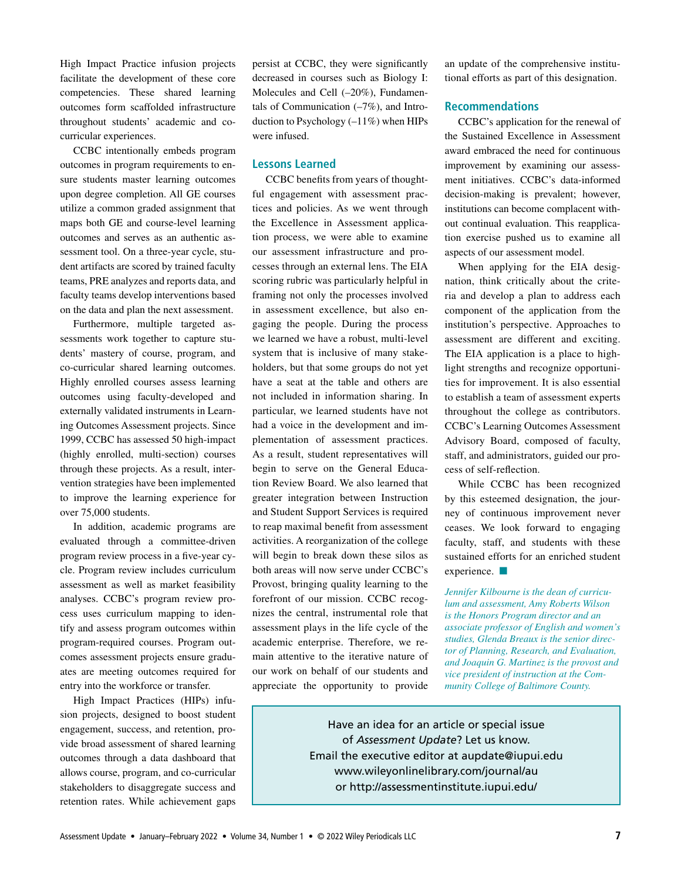High Impact Practice infusion projects facilitate the development of these core competencies. These shared learning outcomes form scaffolded infrastructure throughout students' academic and co-curricular experiences.

CCBC intentionally embeds program outcomes in program requirements to ensure students master learning outcomes upon degree completion. All GE courses utilize a common graded assignment that maps both GE and course-level learning outcomes and serves as an authentic assessment tool. On a three-year cycle, student artifacts are scored by trained faculty teams, PRE analyzes and reports data, and faculty teams develop interventions based on the data and plan the next assessment.

Furthermore, multiple targeted assessments work together to capture students' mastery of course, program, and co-curricular shared learning outcomes. Highly enrolled courses assess learning outcomes using faculty-developed and externally validated instruments in Learning Outcomes Assessment projects. Since 1999, CCBC has assessed 50 high-impact (highly enrolled, multi-section) courses through these projects. As a result, intervention strategies have been implemented to improve the learning experience for over 75,000 students.

In addition, academic programs are evaluated through a committee-driven program review process in a five-year cycle. Program review includes curriculum assessment as well as market feasibility analyses. CCBC's program review process uses curriculum mapping to identify and assess program outcomes within program-required courses. Program outcomes assessment projects ensure graduates are meeting outcomes required for entry into the workforce or transfer.

High Impact Practices (HIPs) infusion projects, designed to boost student engagement, success, and retention, provide broad assessment of shared learning outcomes through a data dashboard that allows course, program, and co-curricular stakeholders to disaggregate success and retention rates. While achievement gaps persist at CCBC, they were significantly decreased in courses such as Biology I: Molecules and Cell (–20%), Fundamentals of Communication (–7%), and Introduction to Psychology (–11%) when HIPs were infused.

## Lessons Learned

CCBC benefits from years of thoughtful engagement with assessment practices and policies. As we went through the Excellence in Assessment application process, we were able to examine our assessment infrastructure and processes through an external lens. The EIA scoring rubric was particularly helpful in framing not only the processes involved in assessment excellence, but also engaging the people. During the process we learned we have a robust, multi-level system that is inclusive of many stakeholders, but that some groups do not yet have a seat at the table and others are not included in information sharing. In particular, we learned students have not had a voice in the development and implementation of assessment practices. As a result, student representatives will begin to serve on the General Education Review Board. We also learned that greater integration between Instruction and Student Support Services is required to reap maximal benefit from assessment activities. A reorganization of the college will begin to break down these silos as both areas will now serve under CCBC's Provost, bringing quality learning to the forefront of our mission. CCBC recognizes the central, instrumental role that assessment plays in the life cycle of the academic enterprise. Therefore, we remain attentive to the iterative nature of our work on behalf of our students and appreciate the opportunity to provide an update of the comprehensive institutional efforts as part of this designation.

## Recommendations

CCBC's application for the renewal of the Sustained Excellence in Assessment award embraced the need for continuous improvement by examining our assessment initiatives. CCBC's data-informed decision-making is prevalent; however, institutions can become complacent without continual evaluation. This reapplication exercise pushed us to examine all aspects of our assessment model.

When applying for the EIA designation, think critically about the criteria and develop a plan to address each component of the application from the institution's perspective. Approaches to assessment are different and exciting. The EIA application is a place to highlight strengths and recognize opportunities for improvement. It is also essential to establish a team of assessment experts throughout the college as contributors. CCBC's Learning Outcomes Assessment Advisory Board, composed of faculty, staff, and administrators, guided our process of self-reflection.

While CCBC has been recognized by this esteemed designation, the journey of continuous improvement never ceases. We look forward to engaging faculty, staff, and students with these sustained efforts for an enriched student experience. ■

*Jennifer Kilbourne is the dean of curriculum and assessment, Amy Roberts Wilson is the Honors Program director and an associate professor of English and women's studies, Glenda Breaux is the senior director of Planning, Research, and Evaluation, and Joaquin G. Martinez is the provost and vice president of instruction at the Community College of Baltimore County.*

Have an idea for an article or special issue of *Assessment Update*? Let us know.
Email the executive editor at aupdate@iupui.edu
www.wileyonlinelibrary.com/journal/au
or http://assessmentinstitute.iupui.edu/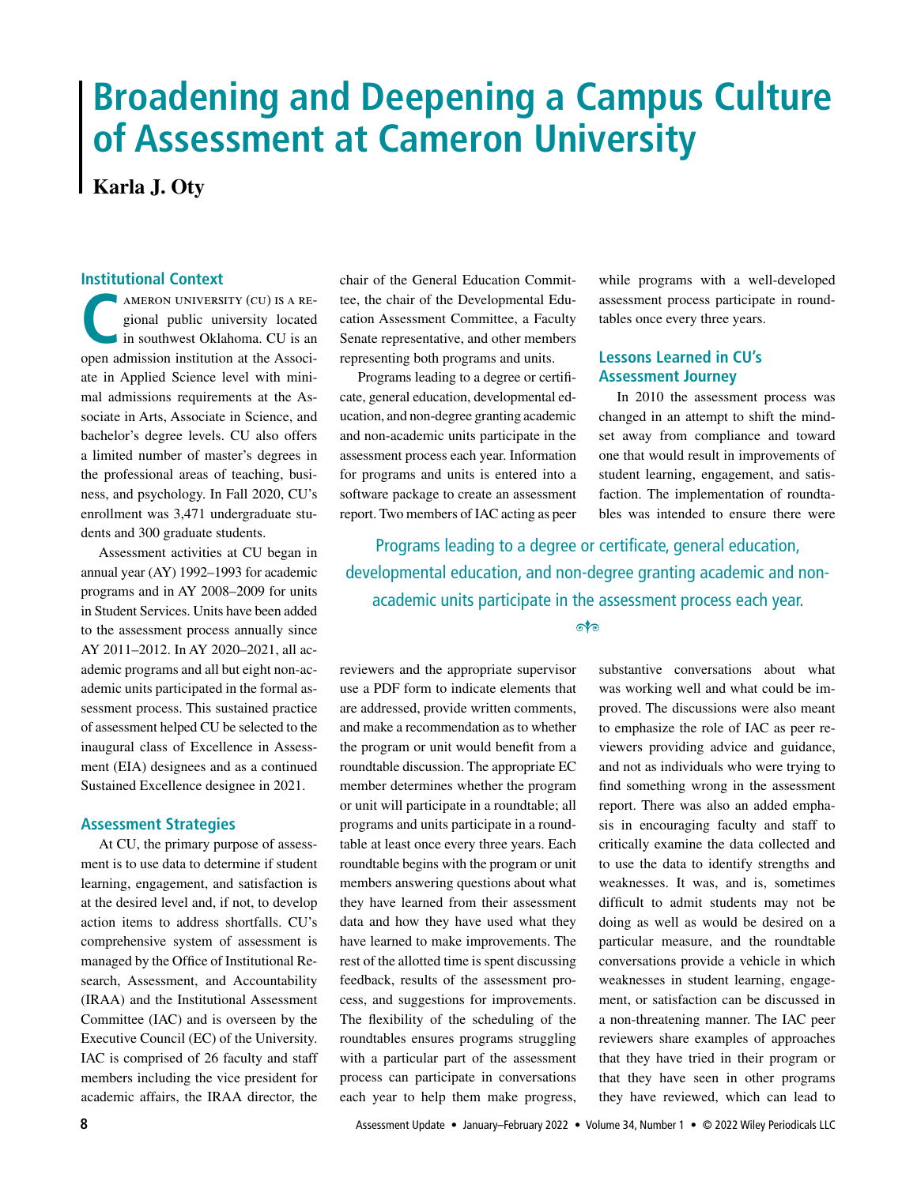# Broadening and Deepening a Campus Culture of Assessment at Cameron University

**Karla J. Oty**

## Institutional Context

Cameron University (CU) is a regional public university located in southwest Oklahoma. CU is an open admission institution at the Associate in Applied Science level with minimal admissions requirements at the Associate in Arts, Associate in Science, and bachelor's degree levels. CU also offers a limited number of master's degrees in the professional areas of teaching, business, and psychology. In Fall 2020, CU's enrollment was 3,471 undergraduate students and 300 graduate students.

Assessment activities at CU began in annual year (AY) 1992–1993 for academic programs and in AY 2008–2009 for units in Student Services. Units have been added to the assessment process annually since AY 2011–2012. In AY 2020–2021, all academic programs and all but eight non-academic units participated in the formal assessment process. This sustained practice of assessment helped CU be selected to the inaugural class of Excellence in Assessment (EIA) designees and as a continued Sustained Excellence designee in 2021.

## Assessment Strategies

At CU, the primary purpose of assessment is to use data to determine if student learning, engagement, and satisfaction is at the desired level and, if not, to develop action items to address shortfalls. CU's comprehensive system of assessment is managed by the Office of Institutional Research, Assessment, and Accountability (IRAA) and the Institutional Assessment Committee (IAC) and is overseen by the Executive Council (EC) of the University. IAC is comprised of 26 faculty and staff members including the vice president for academic affairs, the IRAA director, the chair of the General Education Committee, the chair of the Developmental Education Assessment Committee, a Faculty Senate representative, and other members representing both programs and units.

Programs leading to a degree or certificate, general education, developmental education, and non-degree granting academic and non-academic units participate in the assessment process each year. Information for programs and units is entered into a software package to create an assessment report. Two members of IAC acting as peer reviewers and the appropriate supervisor use a PDF form to indicate elements that are addressed, provide written comments, and make a recommendation as to whether the program or unit would benefit from a roundtable discussion. The appropriate EC member determines whether the program or unit will participate in a roundtable; all programs and units participate in a roundtable at least once every three years. Each roundtable begins with the program or unit members answering questions about what they have learned from their assessment data and how they have used what they have learned to make improvements. The rest of the allotted time is spent discussing feedback, results of the assessment process, and suggestions for improvements. The flexibility of the scheduling of the roundtables ensures programs struggling with a particular part of the assessment process can participate in conversations each year to help them make progress, while programs with a well-developed assessment process participate in roundtables once every three years.

> Programs leading to a degree or certificate, general education, developmental education, and non-degree granting academic and non-academic units participate in the assessment process each year.

## Lessons Learned in CU's Assessment Journey

In 2010 the assessment process was changed in an attempt to shift the mindset away from compliance and toward one that would result in improvements of student learning, engagement, and satisfaction. The implementation of roundtables was intended to ensure there were substantive conversations about what was working well and what could be improved. The discussions were also meant to emphasize the role of IAC as peer reviewers providing advice and guidance, and not as individuals who were trying to find something wrong in the assessment report. There was also an added emphasis in encouraging faculty and staff to critically examine the data collected and to use the data to identify strengths and weaknesses. It was, and is, sometimes difficult to admit students may not be doing as well as would be desired on a particular measure, and the roundtable conversations provide a vehicle in which weaknesses in student learning, engagement, or satisfaction can be discussed in a non-threatening manner. The IAC peer reviewers share examples of approaches that they have tried in their program or that they have seen in other programs they have reviewed, which can lead to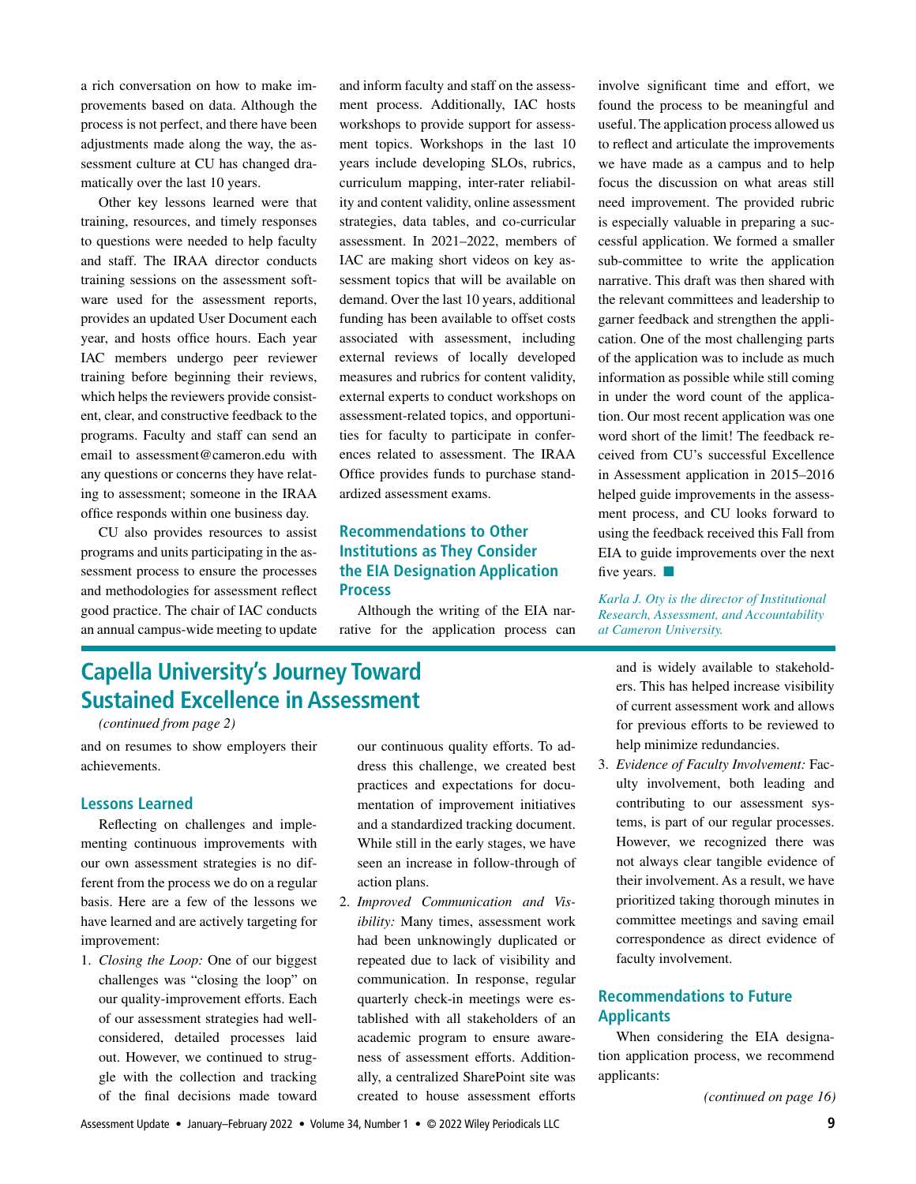a rich conversation on how to make improvements based on data. Although the process is not perfect, and there have been adjustments made along the way, the assessment culture at CU has changed dramatically over the last 10 years.

Other key lessons learned were that training, resources, and timely responses to questions were needed to help faculty and staff. The IRAA director conducts training sessions on the assessment software used for the assessment reports, provides an updated User Document each year, and hosts office hours. Each year IAC members undergo peer reviewer training before beginning their reviews, which helps the reviewers provide consistent, clear, and constructive feedback to the programs. Faculty and staff can send an email to assessment@cameron.edu with any questions or concerns they have relating to assessment; someone in the IRAA office responds within one business day.

CU also provides resources to assist programs and units participating in the assessment process to ensure the processes and methodologies for assessment reflect good practice. The chair of IAC conducts an annual campus-wide meeting to update and inform faculty and staff on the assessment process. Additionally, IAC hosts workshops to provide support for assessment topics. Workshops in the last 10 years include developing SLOs, rubrics, curriculum mapping, inter-rater reliability and content validity, online assessment strategies, data tables, and co-curricular assessment. In 2021–2022, members of IAC are making short videos on key assessment topics that will be available on demand. Over the last 10 years, additional funding has been available to offset costs associated with assessment, including external reviews of locally developed measures and rubrics for content validity, external experts to conduct workshops on assessment-related topics, and opportunities for faculty to participate in conferences related to assessment. The IRAA Office provides funds to purchase standardized assessment exams.

### Recommendations to Other Institutions as They Consider the EIA Designation Application Process

Although the writing of the EIA narrative for the application process can involve significant time and effort, we found the process to be meaningful and useful. The application process allowed us to reflect and articulate the improvements we have made as a campus and to help focus the discussion on what areas still need improvement. The provided rubric is especially valuable in preparing a successful application. We formed a smaller sub-committee to write the application narrative. This draft was then shared with the relevant committees and leadership to garner feedback and strengthen the application. One of the most challenging parts of the application was to include as much information as possible while still coming in under the word count of the application. Our most recent application was one word short of the limit! The feedback received from CU's successful Excellence in Assessment application in 2015–2016 helped guide improvements in the assessment process, and CU looks forward to using the feedback received this Fall from EIA to guide improvements over the next five years. ■

*Karla J. Oty is the director of Institutional Research, Assessment, and Accountability at Cameron University.*

## Capella University's Journey Toward Sustained Excellence in Assessment

*(continued from page 2)*

and on resumes to show employers their achievements.

### Lessons Learned

Reflecting on challenges and implementing continuous improvements with our own assessment strategies is no different from the process we do on a regular basis. Here are a few of the lessons we have learned and are actively targeting for improvement:

1. *Closing the Loop:* One of our biggest challenges was "closing the loop" on our quality-improvement efforts. Each of our assessment strategies had well-considered, detailed processes laid out. However, we continued to struggle with the collection and tracking of the final decisions made toward our continuous quality efforts. To address this challenge, we created best practices and expectations for documentation of improvement initiatives and a standardized tracking document. While still in the early stages, we have seen an increase in follow-through of action plans.
2. *Improved Communication and Visibility:* Many times, assessment work had been unknowingly duplicated or repeated due to lack of visibility and communication. In response, regular quarterly check-in meetings were established with all stakeholders of an academic program to ensure awareness of assessment efforts. Additionally, a centralized SharePoint site was created to house assessment efforts and is widely available to stakeholders. This has helped increase visibility of current assessment work and allows for previous efforts to be reviewed to help minimize redundancies.
3. *Evidence of Faculty Involvement:* Faculty involvement, both leading and contributing to our assessment systems, is part of our regular processes. However, we recognized there was not always clear tangible evidence of their involvement. As a result, we have prioritized taking thorough minutes in committee meetings and saving email correspondence as direct evidence of faculty involvement.

### Recommendations to Future Applicants

When considering the EIA designation application process, we recommend applicants:

*(continued on page 16)*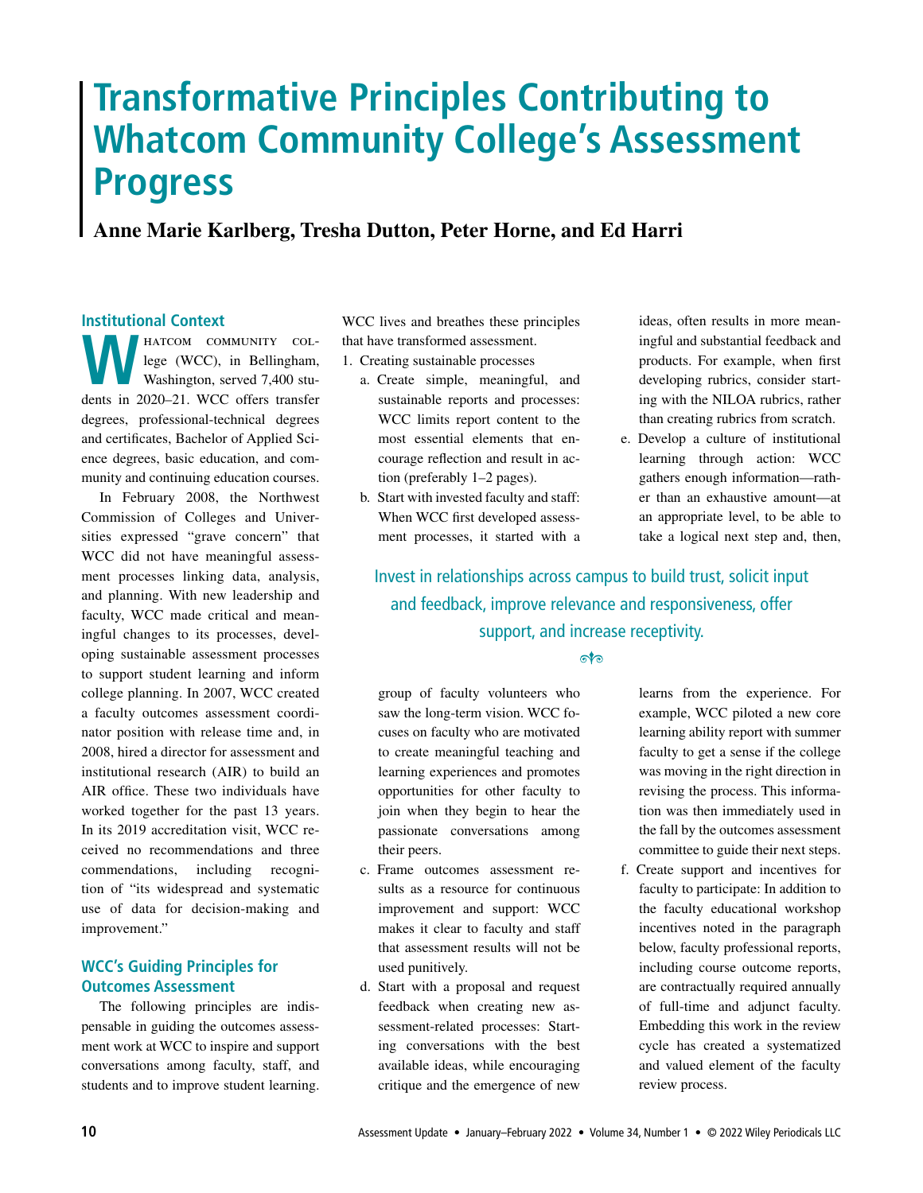# Transformative Principles Contributing to Whatcom Community College's Assessment Progress

**Anne Marie Karlberg, Tresha Dutton, Peter Horne, and Ed Harri**

## Institutional Context

Whatcom Community College (WCC), in Bellingham, Washington, served 7,400 students in 2020–21. WCC offers transfer degrees, professional-technical degrees and certificates, Bachelor of Applied Science degrees, basic education, and community and continuing education courses.

In February 2008, the Northwest Commission of Colleges and Universities expressed "grave concern" that WCC did not have meaningful assessment processes linking data, analysis, and planning. With new leadership and faculty, WCC made critical and meaningful changes to its processes, developing sustainable assessment processes to support student learning and inform college planning. In 2007, WCC created a faculty outcomes assessment coordinator position with release time and, in 2008, hired a director for assessment and institutional research (AIR) to build an AIR office. These two individuals have worked together for the past 13 years. In its 2019 accreditation visit, WCC received no recommendations and three commendations, including recognition of "its widespread and systematic use of data for decision-making and improvement."

## WCC's Guiding Principles for Outcomes Assessment

The following principles are indispensable in guiding the outcomes assessment work at WCC to inspire and support conversations among faculty, staff, and students and to improve student learning. WCC lives and breathes these principles that have transformed assessment.

1. Creating sustainable processes
   a. Create simple, meaningful, and sustainable reports and processes: WCC limits report content to the most essential elements that encourage reflection and result in action (preferably 1–2 pages).
   b. Start with invested faculty and staff: When WCC first developed assessment processes, it started with a group of faculty volunteers who saw the long-term vision. WCC focuses on faculty who are motivated to create meaningful teaching and learning experiences and promotes opportunities for other faculty to join when they begin to hear the passionate conversations among their peers.
   c. Frame outcomes assessment results as a resource for continuous improvement and support: WCC makes it clear to faculty and staff that assessment results will not be used punitively.
   d. Start with a proposal and request feedback when creating new assessment-related processes: Starting conversations with the best available ideas, while encouraging critique and the emergence of new ideas, often results in more meaningful and substantial feedback and products. For example, when first developing rubrics, consider starting with the NILOA rubrics, rather than creating rubrics from scratch.
   e. Develop a culture of institutional learning through action: WCC gathers enough information—rather than an exhaustive amount—at an appropriate level, to be able to take a logical next step and, then, learns from the experience. For example, WCC piloted a new core learning ability report with summer faculty to get a sense if the college was moving in the right direction in revising the process. This information was then immediately used in the fall by the outcomes assessment committee to guide their next steps.
   f. Create support and incentives for faculty to participate: In addition to the faculty educational workshop incentives noted in the paragraph below, faculty professional reports, including course outcome reports, are contractually required annually of full-time and adjunct faculty. Embedding this work in the review cycle has created a systematized and valued element of the faculty review process.

> Invest in relationships across campus to build trust, solicit input and feedback, improve relevance and responsiveness, offer support, and increase receptivity.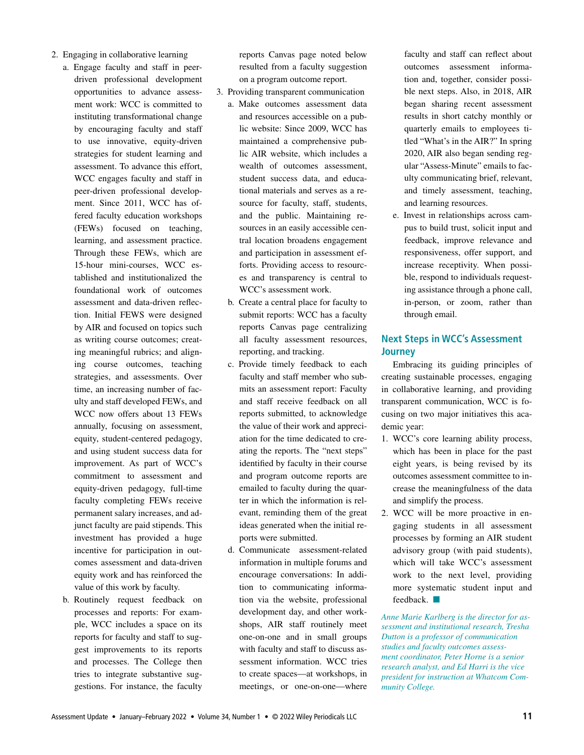2. Engaging in collaborative learning
    a. Engage faculty and staff in peer-driven professional development opportunities to advance assessment work: WCC is committed to instituting transformational change by encouraging faculty and staff to use innovative, equity-driven strategies for student learning and assessment. To advance this effort, WCC engages faculty and staff in peer-driven professional development. Since 2011, WCC has offered faculty education workshops (FEWs) focused on teaching, learning, and assessment practice. Through these FEWs, which are 15-hour mini-courses, WCC established and institutionalized the foundational work of outcomes assessment and data-driven reflection. Initial FEWS were designed by AIR and focused on topics such as writing course outcomes; creating meaningful rubrics; and aligning course outcomes, teaching strategies, and assessments. Over time, an increasing number of faculty and staff developed FEWs, and WCC now offers about 13 FEWs annually, focusing on assessment, equity, student-centered pedagogy, and using student success data for improvement. As part of WCC's commitment to assessment and equity-driven pedagogy, full-time faculty completing FEWs receive permanent salary increases, and adjunct faculty are paid stipends. This huge investment has provided a huge incentive for participation in outcomes assessment and data-driven equity work and has reinforced the value of this work by faculty.
    b. Routinely request feedback on processes and reports: For example, WCC includes a space on its reports for faculty and staff to suggest improvements to its reports and processes. The College then tries to integrate substantive suggestions. For instance, the faculty reports Canvas page noted below resulted from a faculty suggestion on a program outcome report.
3. Providing transparent communication
    a. Make outcomes assessment data and resources accessible on a public website: Since 2009, WCC has maintained a comprehensive public AIR website, which includes a wealth of outcomes assessment, student success data, and educational materials and serves as a resource for faculty, staff, students, and the public. Maintaining resources in an easily accessible central location broadens engagement and participation in assessment efforts. Providing access to resources and transparency is central to WCC's assessment work.
    b. Create a central place for faculty to submit reports: WCC has a faculty reports Canvas page centralizing all faculty assessment resources, reporting, and tracking.
    c. Provide timely feedback to each faculty and staff member who submits an assessment report: Faculty and staff receive feedback on all reports submitted, to acknowledge the value of their work and appreciation for the time dedicated to creating the reports. The "next steps" identified by faculty in their course and program outcome reports are emailed to faculty during the quarter in which the information is relevant, reminding them of the great ideas generated when the initial reports were submitted.
    d. Communicate assessment-related information in multiple forums and encourage conversations: In addition to communicating information via the website, professional development day, and other workshops, AIR staff routinely meet one-on-one and in small groups with faculty and staff to discuss assessment information. WCC tries to create spaces—at workshops, in meetings, or one-on-one—where faculty and staff can reflect about outcomes assessment information and, together, consider possible next steps. Also, in 2018, AIR began sharing recent assessment results in short catchy monthly or quarterly emails to employees titled "What's in the AIR?" In spring 2020, AIR also began sending regular "Assess-Minute" emails to faculty communicating brief, relevant, and timely assessment, teaching, and learning resources.
    e. Invest in relationships across campus to build trust, solicit input and feedback, improve relevance and responsiveness, offer support, and increase receptivity. When possible, respond to individuals requesting assistance through a phone call, in-person, or zoom, rather than through email.

## Next Steps in WCC's Assessment Journey

Embracing its guiding principles of creating sustainable processes, engaging in collaborative learning, and providing transparent communication, WCC is focusing on two major initiatives this academic year:

1. WCC's core learning ability process, which has been in place for the past eight years, is being revised by its outcomes assessment committee to increase the meaningfulness of the data and simplify the process.
2. WCC will be more proactive in engaging students in all assessment processes by forming an AIR student advisory group (with paid students), which will take WCC's assessment work to the next level, providing more systematic student input and feedback. ■

*Anne Marie Karlberg is the director for assessment and institutional research, Tresha Dutton is a professor of communication studies and faculty outcomes assessment coordinator, Peter Horne is a senior research analyst, and Ed Harri is the vice president for instruction at Whatcom Community College.*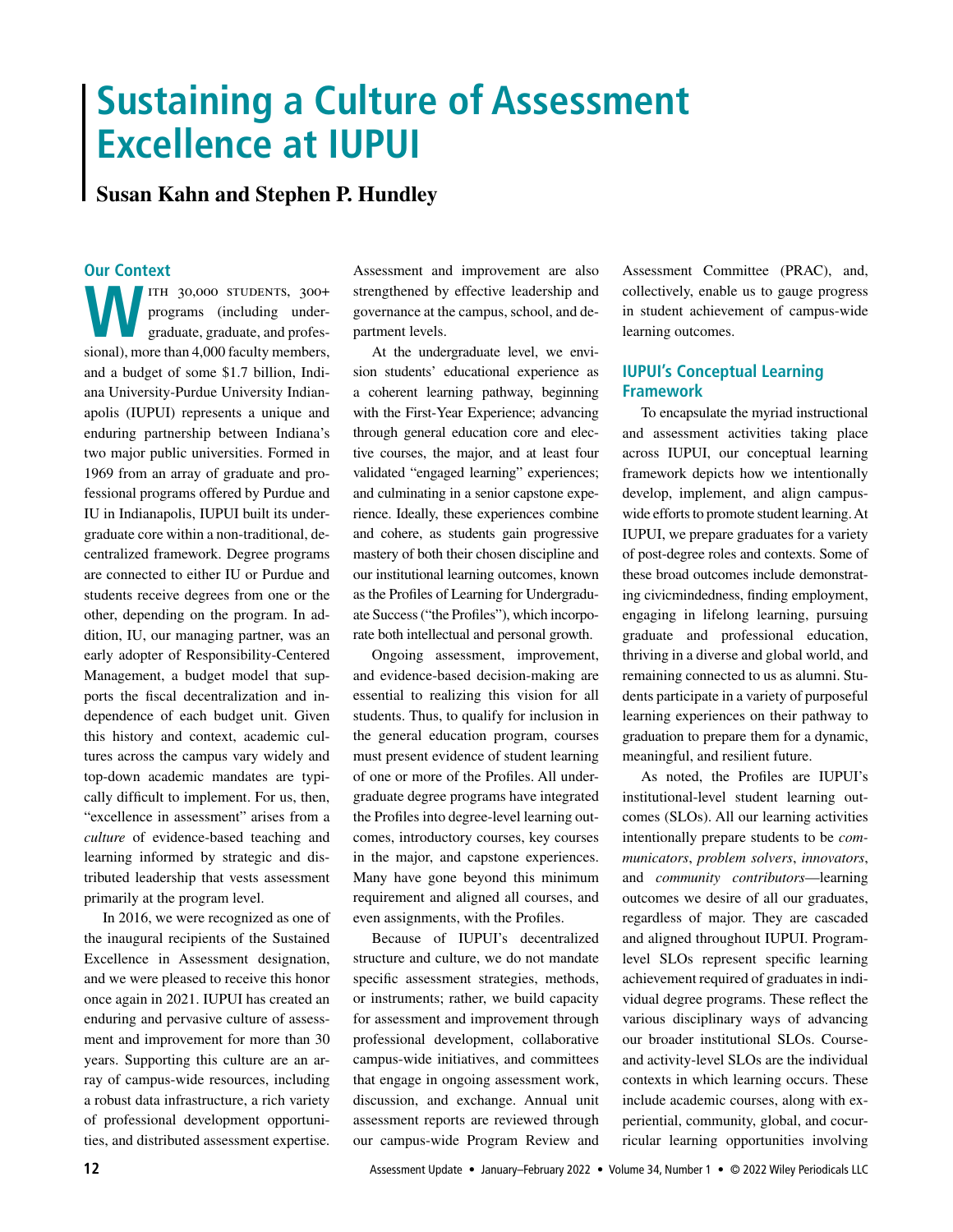# Sustaining a Culture of Assessment Excellence at IUPUI

**Susan Kahn and Stephen P. Hundley**

## Our Context

With 30,000 students, 300+ programs (including undergraduate, graduate, and professional), more than 4,000 faculty members, and a budget of some $1.7 billion, Indiana University-Purdue University Indianapolis (IUPUI) represents a unique and enduring partnership between Indiana's two major public universities. Formed in 1969 from an array of graduate and professional programs offered by Purdue and IU in Indianapolis, IUPUI built its undergraduate core within a non-traditional, decentralized framework. Degree programs are connected to either IU or Purdue and students receive degrees from one or the other, depending on the program. In addition, IU, our managing partner, was an early adopter of Responsibility-Centered Management, a budget model that supports the fiscal decentralization and independence of each budget unit. Given this history and context, academic cultures across the campus vary widely and top-down academic mandates are typically difficult to implement. For us, then, "excellence in assessment" arises from a *culture* of evidence-based teaching and learning informed by strategic and distributed leadership that vests assessment primarily at the program level.

In 2016, we were recognized as one of the inaugural recipients of the Sustained Excellence in Assessment designation, and we were pleased to receive this honor once again in 2021. IUPUI has created an enduring and pervasive culture of assessment and improvement for more than 30 years. Supporting this culture are an array of campus-wide resources, including a robust data infrastructure, a rich variety of professional development opportunities, and distributed assessment expertise. Assessment and improvement are also strengthened by effective leadership and governance at the campus, school, and department levels.

At the undergraduate level, we envision students' educational experience as a coherent learning pathway, beginning with the First-Year Experience; advancing through general education core and elective courses, the major, and at least four validated "engaged learning" experiences; and culminating in a senior capstone experience. Ideally, these experiences combine and cohere, as students gain progressive mastery of both their chosen discipline and our institutional learning outcomes, known as the Profiles of Learning for Undergraduate Success ("the Profiles"), which incorporate both intellectual and personal growth.

Ongoing assessment, improvement, and evidence-based decision-making are essential to realizing this vision for all students. Thus, to qualify for inclusion in the general education program, courses must present evidence of student learning of one or more of the Profiles. All undergraduate degree programs have integrated the Profiles into degree-level learning outcomes, introductory courses, key courses in the major, and capstone experiences. Many have gone beyond this minimum requirement and aligned all courses, and even assignments, with the Profiles.

Because of IUPUI's decentralized structure and culture, we do not mandate specific assessment strategies, methods, or instruments; rather, we build capacity for assessment and improvement through professional development, collaborative campus-wide initiatives, and committees that engage in ongoing assessment work, discussion, and exchange. Annual unit assessment reports are reviewed through our campus-wide Program Review and Assessment Committee (PRAC), and, collectively, enable us to gauge progress in student achievement of campus-wide learning outcomes.

## IUPUI's Conceptual Learning Framework

To encapsulate the myriad instructional and assessment activities taking place across IUPUI, our conceptual learning framework depicts how we intentionally develop, implement, and align campus-wide efforts to promote student learning. At IUPUI, we prepare graduates for a variety of post-degree roles and contexts. Some of these broad outcomes include demonstrating civicmindedness, finding employment, engaging in lifelong learning, pursuing graduate and professional education, thriving in a diverse and global world, and remaining connected to us as alumni. Students participate in a variety of purposeful learning experiences on their pathway to graduation to prepare them for a dynamic, meaningful, and resilient future.

As noted, the Profiles are IUPUI's institutional-level student learning outcomes (SLOs). All our learning activities intentionally prepare students to be *communicators*, *problem solvers*, *innovators*, and *community contributors*—learning outcomes we desire of all our graduates, regardless of major. They are cascaded and aligned throughout IUPUI. Program-level SLOs represent specific learning achievement required of graduates in individual degree programs. These reflect the various disciplinary ways of advancing our broader institutional SLOs. Course- and activity-level SLOs are the individual contexts in which learning occurs. These include academic courses, along with experiential, community, global, and cocurricular learning opportunities involving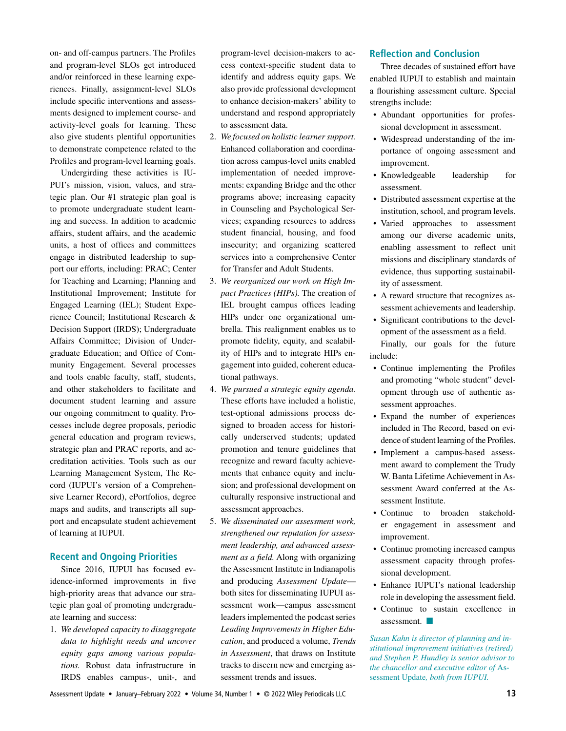on- and off-campus partners. The Profiles and program-level SLOs get introduced and/or reinforced in these learning experiences. Finally, assignment-level SLOs include specific interventions and assessments designed to implement course- and activity-level goals for learning. These also give students plentiful opportunities to demonstrate competence related to the Profiles and program-level learning goals.

Undergirding these activities is IUPUI's mission, vision, values, and strategic plan. Our #1 strategic plan goal is to promote undergraduate student learning and success. In addition to academic affairs, student affairs, and the academic units, a host of offices and committees engage in distributed leadership to support our efforts, including: PRAC; Center for Teaching and Learning; Planning and Institutional Improvement; Institute for Engaged Learning (IEL); Student Experience Council; Institutional Research & Decision Support (IRDS); Undergraduate Affairs Committee; Division of Undergraduate Education; and Office of Community Engagement. Several processes and tools enable faculty, staff, students, and other stakeholders to facilitate and document student learning and assure our ongoing commitment to quality. Processes include degree proposals, periodic general education and program reviews, strategic plan and PRAC reports, and accreditation activities. Tools such as our Learning Management System, The Record (IUPUI's version of a Comprehensive Learner Record), ePortfolios, degree maps and audits, and transcripts all support and encapsulate student achievement of learning at IUPUI.

## Recent and Ongoing Priorities

Since 2016, IUPUI has focused evidence-informed improvements in five high-priority areas that advance our strategic plan goal of promoting undergraduate learning and success:

1. *We developed capacity to disaggregate data to highlight needs and uncover equity gaps among various populations.* Robust data infrastructure in IRDS enables campus-, unit-, and program-level decision-makers to access context-specific student data to identify and address equity gaps. We also provide professional development to enhance decision-makers' ability to understand and respond appropriately to assessment data.
2. *We focused on holistic learner support.* Enhanced collaboration and coordination across campus-level units enabled implementation of needed improvements: expanding Bridge and the other programs above; increasing capacity in Counseling and Psychological Services; expanding resources to address student financial, housing, and food insecurity; and organizing scattered services into a comprehensive Center for Transfer and Adult Students.
3. *We reorganized our work on High Impact Practices (HIPs).* The creation of IEL brought campus offices leading HIPs under one organizational umbrella. This realignment enables us to promote fidelity, equity, and scalability of HIPs and to integrate HIPs engagement into guided, coherent educational pathways.
4. *We pursued a strategic equity agenda.* These efforts have included a holistic, test-optional admissions process designed to broaden access for historically underserved students; updated promotion and tenure guidelines that recognize and reward faculty achievements that enhance equity and inclusion; and professional development on culturally responsive instructional and assessment approaches.
5. *We disseminated our assessment work, strengthened our reputation for assessment leadership, and advanced assessment as a field.* Along with organizing the Assessment Institute in Indianapolis and producing *Assessment Update*—both sites for disseminating IUPUI assessment work—campus assessment leaders implemented the podcast series *Leading Improvements in Higher Education*, and produced a volume, *Trends in Assessment*, that draws on Institute tracks to discern new and emerging assessment trends and issues.

## Reflection and Conclusion

Three decades of sustained effort have enabled IUPUI to establish and maintain a flourishing assessment culture. Special strengths include:

- Abundant opportunities for professional development in assessment.
- Widespread understanding of the importance of ongoing assessment and improvement.
- Knowledgeable leadership for assessment.
- Distributed assessment expertise at the institution, school, and program levels.
- Varied approaches to assessment among our diverse academic units, enabling assessment to reflect unit missions and disciplinary standards of evidence, thus supporting sustainability of assessment.
- A reward structure that recognizes assessment achievements and leadership.
- Significant contributions to the development of the assessment as a field.

Finally, our goals for the future include:

- Continue implementing the Profiles and promoting "whole student" development through use of authentic assessment approaches.
- Expand the number of experiences included in The Record, based on evidence of student learning of the Profiles.
- Implement a campus-based assessment award to complement the Trudy W. Banta Lifetime Achievement in Assessment Award conferred at the Assessment Institute.
- Continue to broaden stakeholder engagement in assessment and improvement.
- Continue promoting increased campus assessment capacity through professional development.
- Enhance IUPUI's national leadership role in developing the assessment field.
- Continue to sustain excellence in assessment. ■

*Susan Kahn is director of planning and institutional improvement initiatives (retired) and Stephen P. Hundley is senior advisor to the chancellor and executive editor of* Assessment Update*, both from IUPUI.*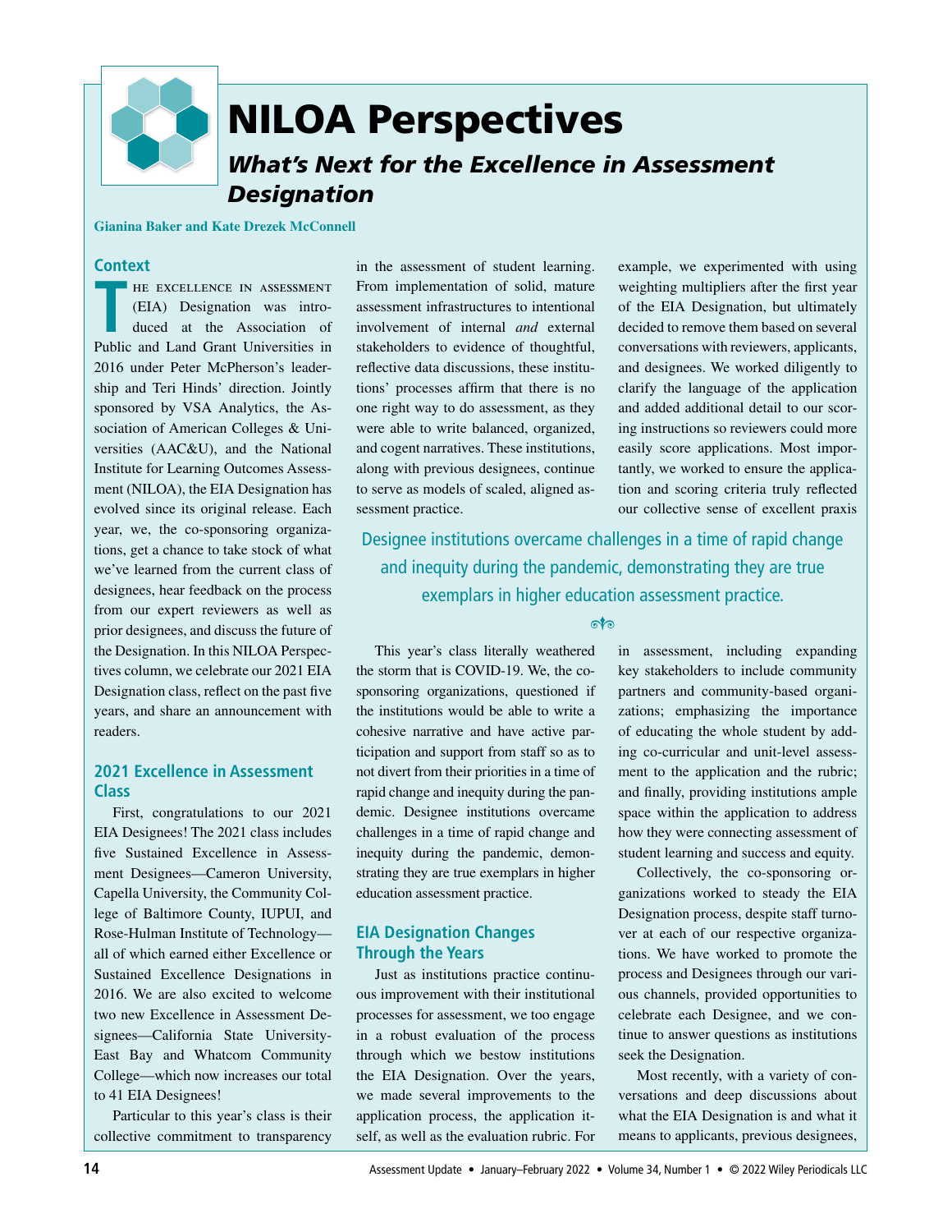# NILOA Perspectives

## *What's Next for the Excellence in Assessment Designation*

**Gianina Baker and Kate Drezek McConnell**

### Context

The Excellence in Assessment (EIA) Designation was introduced at the Association of Public and Land Grant Universities in 2016 under Peter McPherson's leadership and Teri Hinds' direction. Jointly sponsored by VSA Analytics, the Association of American Colleges & Universities (AAC&U), and the National Institute for Learning Outcomes Assessment (NILOA), the EIA Designation has evolved since its original release. Each year, we, the co-sponsoring organizations, get a chance to take stock of what we've learned from the current class of designees, hear feedback on the process from our expert reviewers as well as prior designees, and discuss the future of the Designation. In this NILOA Perspectives column, we celebrate our 2021 EIA Designation class, reflect on the past five years, and share an announcement with readers.

### 2021 Excellence in Assessment Class

First, congratulations to our 2021 EIA Designees! The 2021 class includes five Sustained Excellence in Assessment Designees—Cameron University, Capella University, the Community College of Baltimore County, IUPUI, and Rose-Hulman Institute of Technology—all of which earned either Excellence or Sustained Excellence Designations in 2016. We are also excited to welcome two new Excellence in Assessment Designees—California State University-East Bay and Whatcom Community College—which now increases our total to 41 EIA Designees!

Particular to this year's class is their collective commitment to transparency in the assessment of student learning. From implementation of solid, mature assessment infrastructures to intentional involvement of internal *and* external stakeholders to evidence of thoughtful, reflective data discussions, these institutions' processes affirm that there is no one right way to do assessment, as they were able to write balanced, organized, and cogent narratives. These institutions, along with previous designees, continue to serve as models of scaled, aligned assessment practice.

This year's class literally weathered the storm that is COVID-19. We, the co-sponsoring organizations, questioned if the institutions would be able to write a cohesive narrative and have active participation and support from staff so as to not divert from their priorities in a time of rapid change and inequity during the pandemic. Designee institutions overcame challenges in a time of rapid change and inequity during the pandemic, demonstrating they are true exemplars in higher education assessment practice.

> Designee institutions overcame challenges in a time of rapid change and inequity during the pandemic, demonstrating they are true exemplars in higher education assessment practice.

### EIA Designation Changes Through the Years

Just as institutions practice continuous improvement with their institutional processes for assessment, we too engage in a robust evaluation of the process through which we bestow institutions the EIA Designation. Over the years, we made several improvements to the application process, the application itself, as well as the evaluation rubric. For example, we experimented with using weighting multipliers after the first year of the EIA Designation, but ultimately decided to remove them based on several conversations with reviewers, applicants, and designees. We worked diligently to clarify the language of the application and added additional detail to our scoring instructions so reviewers could more easily score applications. Most importantly, we worked to ensure the application and scoring criteria truly reflected our collective sense of excellent praxis in assessment, including expanding key stakeholders to include community partners and community-based organizations; emphasizing the importance of educating the whole student by adding co-curricular and unit-level assessment to the application and the rubric; and finally, providing institutions ample space within the application to address how they were connecting assessment of student learning and success and equity.

Collectively, the co-sponsoring organizations worked to steady the EIA Designation process, despite staff turnover at each of our respective organizations. We have worked to promote the process and Designees through our various channels, provided opportunities to celebrate each Designee, and we continue to answer questions as institutions seek the Designation.

Most recently, with a variety of conversations and deep discussions about what the EIA Designation is and what it means to applicants, previous designees,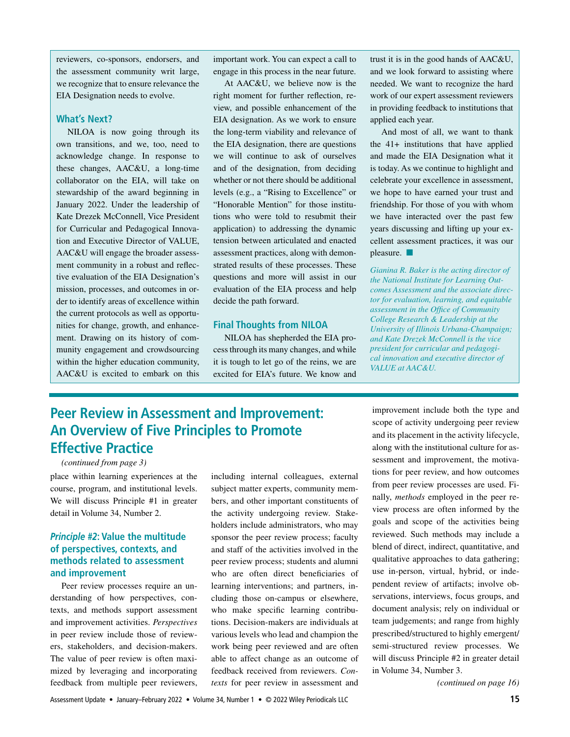reviewers, co-sponsors, endorsers, and the assessment community writ large, we recognize that to ensure relevance the EIA Designation needs to evolve.

### What's Next?

NILOA is now going through its own transitions, and we, too, need to acknowledge change. In response to these changes, AAC&U, a long-time collaborator on the EIA, will take on stewardship of the award beginning in January 2022. Under the leadership of Kate Drezek McConnell, Vice President for Curricular and Pedagogical Innovation and Executive Director of VALUE, AAC&U will engage the broader assessment community in a robust and reflective evaluation of the EIA Designation's mission, processes, and outcomes in order to identify areas of excellence within the current protocols as well as opportunities for change, growth, and enhancement. Drawing on its history of community engagement and crowdsourcing within the higher education community, AAC&U is excited to embark on this important work. You can expect a call to engage in this process in the near future.

At AAC&U, we believe now is the right moment for further reflection, review, and possible enhancement of the EIA designation. As we work to ensure the long-term viability and relevance of the EIA designation, there are questions we will continue to ask of ourselves and of the designation, from deciding whether or not there should be additional levels (e.g., a "Rising to Excellence" or "Honorable Mention" for those institutions who were told to resubmit their application) to addressing the dynamic tension between articulated and enacted assessment practices, along with demonstrated results of these processes. These questions and more will assist in our evaluation of the EIA process and help decide the path forward.

### Final Thoughts from NILOA

NILOA has shepherded the EIA process through its many changes, and while it is tough to let go of the reins, we are excited for EIA's future. We know and trust it is in the good hands of AAC&U, and we look forward to assisting where needed. We want to recognize the hard work of our expert assessment reviewers in providing feedback to institutions that applied each year.

And most of all, we want to thank the 41+ institutions that have applied and made the EIA Designation what it is today. As we continue to highlight and celebrate your excellence in assessment, we hope to have earned your trust and friendship. For those of you with whom we have interacted over the past few years discussing and lifting up your excellent assessment practices, it was our pleasure. ■

*Gianina R. Baker is the acting director of the National Institute for Learning Outcomes Assessment and the associate director for evaluation, learning, and equitable assessment in the Office of Community College Research & Leadership at the University of Illinois Urbana-Champaign; and Kate Drezek McConnell is the vice president for curricular and pedagogical innovation and executive director of VALUE at AAC&U.*

## Peer Review in Assessment and Improvement: An Overview of Five Principles to Promote Effective Practice

*(continued from page 3)*

place within learning experiences at the course, program, and institutional levels. We will discuss Principle #1 in greater detail in Volume 34, Number 2.

### *Principle #2*: Value the multitude of perspectives, contexts, and methods related to assessment and improvement

Peer review processes require an understanding of how perspectives, contexts, and methods support assessment and improvement activities. *Perspectives* in peer review include those of reviewers, stakeholders, and decision-makers. The value of peer review is often maximized by leveraging and incorporating feedback from multiple peer reviewers, including internal colleagues, external subject matter experts, community members, and other important constituents of the activity undergoing review. Stakeholders include administrators, who may sponsor the peer review process; faculty and staff of the activities involved in the peer review process; students and alumni who are often direct beneficiaries of learning interventions; and partners, including those on-campus or elsewhere, who make specific learning contributions. Decision-makers are individuals at various levels who lead and champion the work being peer reviewed and are often able to affect change as an outcome of feedback received from reviewers. *Contexts* for peer review in assessment and improvement include both the type and scope of activity undergoing peer review and its placement in the activity lifecycle, along with the institutional culture for assessment and improvement, the motivations for peer review, and how outcomes from peer review processes are used. Finally, *methods* employed in the peer review process are often informed by the goals and scope of the activities being reviewed. Such methods may include a blend of direct, indirect, quantitative, and qualitative approaches to data gathering; use in-person, virtual, hybrid, or independent review of artifacts; involve observations, interviews, focus groups, and document analysis; rely on individual or team judgements; and range from highly prescribed/structured to highly emergent/semi-structured review processes. We will discuss Principle #2 in greater detail in Volume 34, Number 3.

*(continued on page 16)*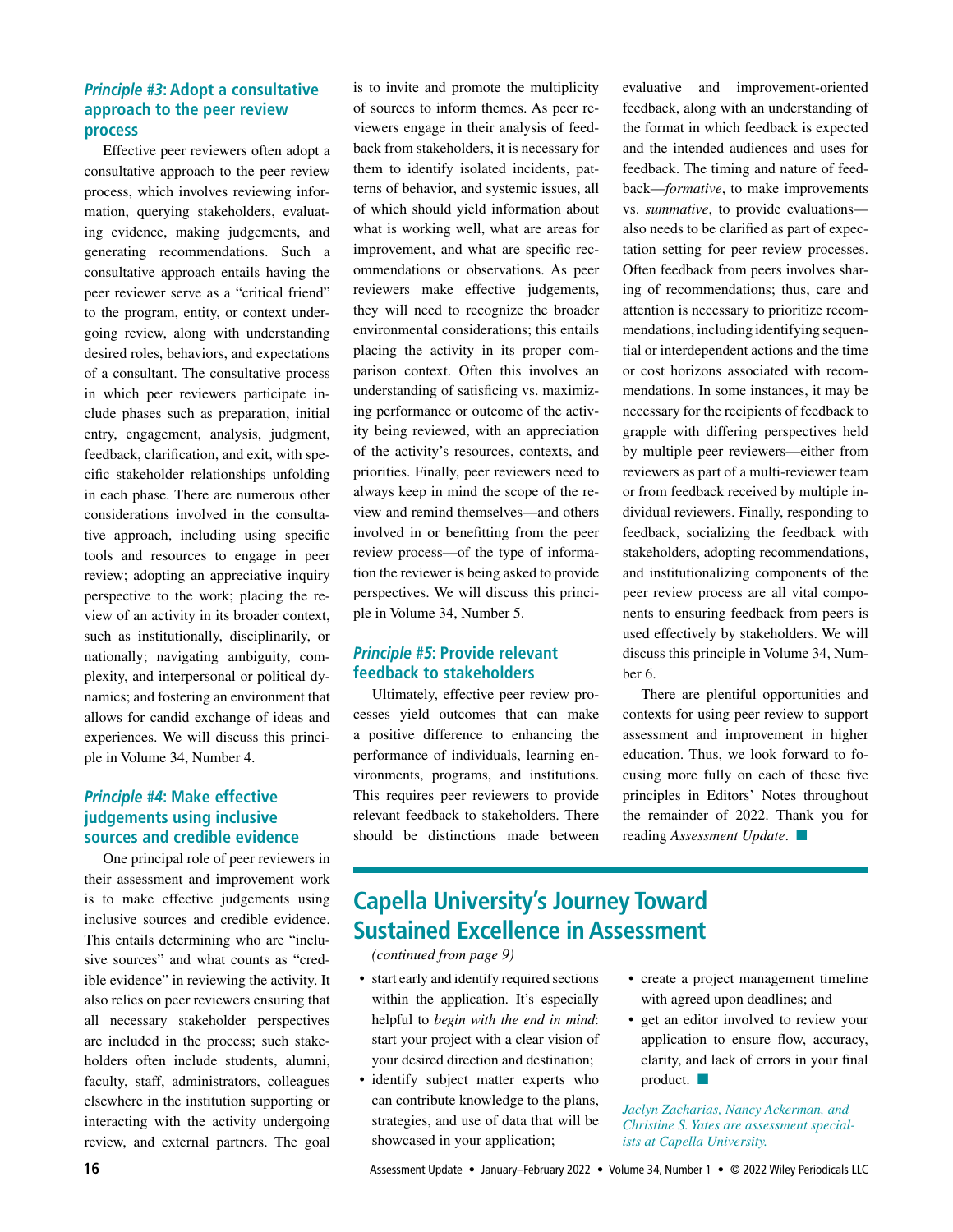### *Principle #3*: Adopt a consultative approach to the peer review process

Effective peer reviewers often adopt a consultative approach to the peer review process, which involves reviewing information, querying stakeholders, evaluating evidence, making judgements, and generating recommendations. Such a consultative approach entails having the peer reviewer serve as a "critical friend" to the program, entity, or context undergoing review, along with understanding desired roles, behaviors, and expectations of a consultant. The consultative process in which peer reviewers participate include phases such as preparation, initial entry, engagement, analysis, judgment, feedback, clarification, and exit, with specific stakeholder relationships unfolding in each phase. There are numerous other considerations involved in the consultative approach, including using specific tools and resources to engage in peer review; adopting an appreciative inquiry perspective to the work; placing the review of an activity in its broader context, such as institutionally, disciplinarily, or nationally; navigating ambiguity, complexity, and interpersonal or political dynamics; and fostering an environment that allows for candid exchange of ideas and experiences. We will discuss this principle in Volume 34, Number 4.

### *Principle #4*: Make effective judgements using inclusive sources and credible evidence

One principal role of peer reviewers in their assessment and improvement work is to make effective judgements using inclusive sources and credible evidence. This entails determining who are "inclusive sources" and what counts as "credible evidence" in reviewing the activity. It also relies on peer reviewers ensuring that all necessary stakeholder perspectives are included in the process; such stakeholders often include students, alumni, faculty, staff, administrators, colleagues elsewhere in the institution supporting or interacting with the activity undergoing review, and external partners. The goal is to invite and promote the multiplicity of sources to inform themes. As peer reviewers engage in their analysis of feedback from stakeholders, it is necessary for them to identify isolated incidents, patterns of behavior, and systemic issues, all of which should yield information about what is working well, what are areas for improvement, and what are specific recommendations or observations. As peer reviewers make effective judgements, they will need to recognize the broader environmental considerations; this entails placing the activity in its proper comparison context. Often this involves an understanding of satisficing vs. maximizing performance or outcome of the activity being reviewed, with an appreciation of the activity's resources, contexts, and priorities. Finally, peer reviewers need to always keep in mind the scope of the review and remind themselves—and others involved in or benefitting from the peer review process—of the type of information the reviewer is being asked to provide perspectives. We will discuss this principle in Volume 34, Number 5.

### *Principle #5*: Provide relevant feedback to stakeholders

Ultimately, effective peer review processes yield outcomes that can make a positive difference to enhancing the performance of individuals, learning environments, programs, and institutions. This requires peer reviewers to provide relevant feedback to stakeholders. There should be distinctions made between evaluative and improvement-oriented feedback, along with an understanding of the format in which feedback is expected and the intended audiences and uses for feedback. The timing and nature of feedback—*formative*, to make improvements vs. *summative*, to provide evaluations—also needs to be clarified as part of expectation setting for peer review processes. Often feedback from peers involves sharing of recommendations; thus, care and attention is necessary to prioritize recommendations, including identifying sequential or interdependent actions and the time or cost horizons associated with recommendations. In some instances, it may be necessary for the recipients of feedback to grapple with differing perspectives held by multiple peer reviewers—either from reviewers as part of a multi-reviewer team or from feedback received by multiple individual reviewers. Finally, responding to feedback, socializing the feedback with stakeholders, adopting recommendations, and institutionalizing components of the peer review process are all vital components to ensuring feedback from peers is used effectively by stakeholders. We will discuss this principle in Volume 34, Number 6.

There are plentiful opportunities and contexts for using peer review to support assessment and improvement in higher education. Thus, we look forward to focusing more fully on each of these five principles in Editors' Notes throughout the remainder of 2022. Thank you for reading *Assessment Update*. ■

## Capella University's Journey Toward Sustained Excellence in Assessment

*(continued from page 9)*

- start early and identify required sections within the application. It's especially helpful to *begin with the end in mind*: start your project with a clear vision of your desired direction and destination;
- identify subject matter experts who can contribute knowledge to the plans, strategies, and use of data that will be showcased in your application;
- create a project management timeline with agreed upon deadlines; and
- get an editor involved to review your application to ensure flow, accuracy, clarity, and lack of errors in your final product. ■

*Jaclyn Zacharias, Nancy Ackerman, and Christine S. Yates are assessment specialists at Capella University.*